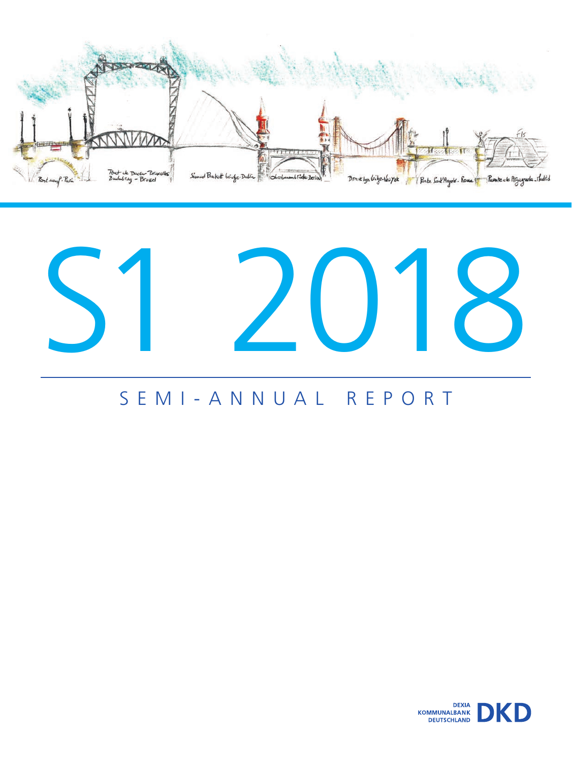# S1 2018

## SEMI-ANNUAL REPORT

DEXIA KOMMUNALBANK DEUTSCHLAND DKD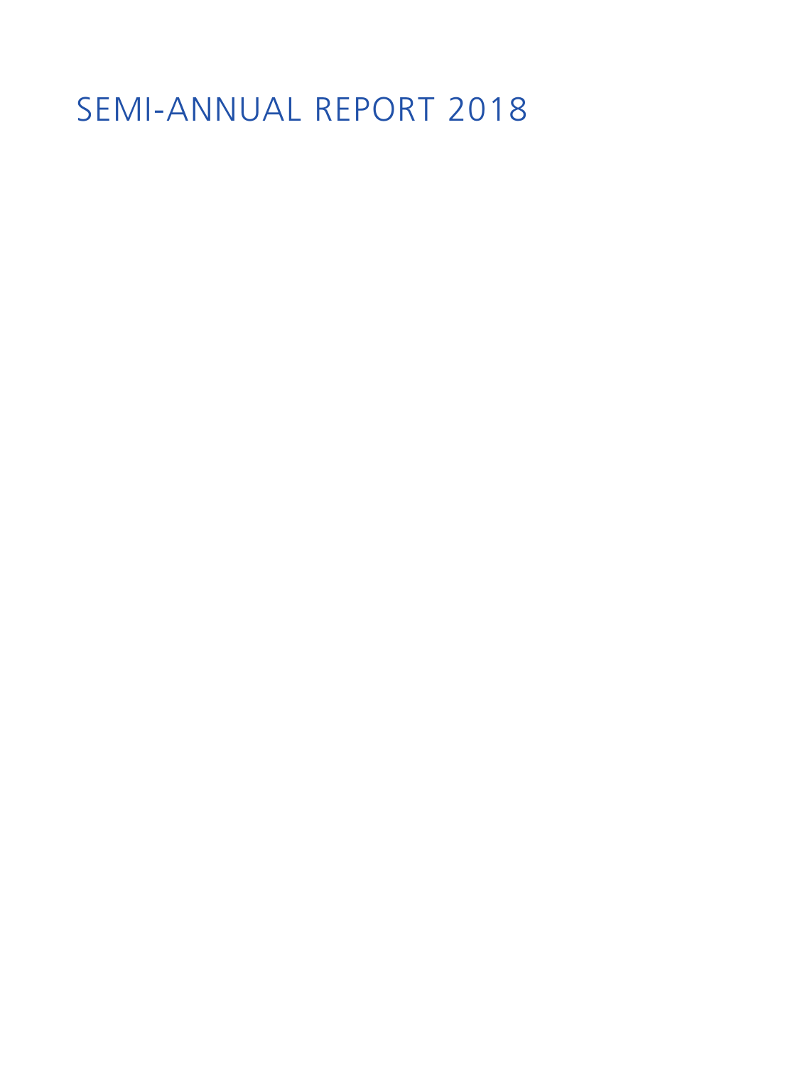# SEMI-ANNUAL REPORT 2018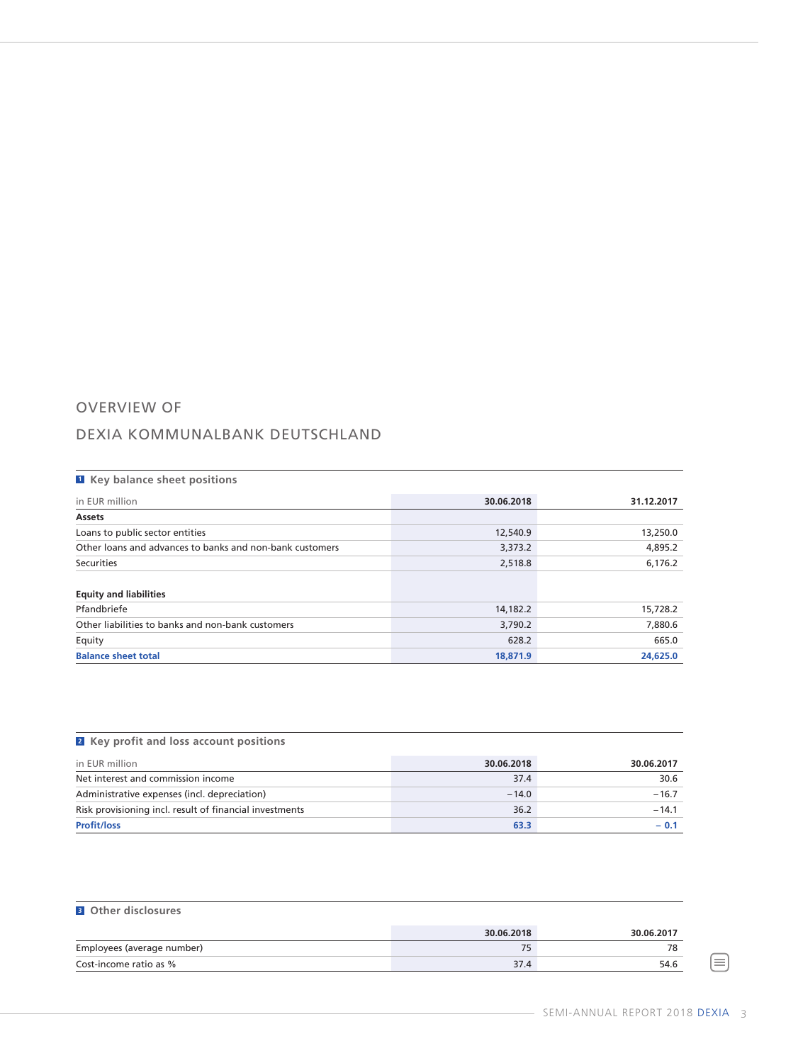# OVERVIEW OF DEXIA KOMMUNALBANK DEUTSCHLAND

**1 Key balance sheet positions**

| in EUR million | 30.06.2018 | 31.12.2017 |
|---|---|---|
| **Assets** | | |
| Loans to public sector entities | 12,540.9 | 13,250.0 |
| Other loans and advances to banks and non-bank customers | 3,373.2 | 4,895.2 |
| Securities | 2,518.8 | 6,176.2 |
| | | |
| **Equity and liabilities** | | |
| Pfandbriefe | 14,182.2 | 15,728.2 |
| Other liabilities to banks and non-bank customers | 3,790.2 | 7,880.6 |
| Equity | 628.2 | 665.0 |
| **Balance sheet total** | **18,871.9** | **24,625.0** |

**2 Key profit and loss account positions**

| in EUR million | 30.06.2018 | 30.06.2017 |
|---|---|---|
| Net interest and commission income | 37.4 | 30.6 |
| Administrative expenses (incl. depreciation) | – 14.0 | – 16.7 |
| Risk provisioning incl. result of financial investments | 36.2 | – 14.1 |
| **Profit/loss** | **63.3** | **– 0.1** |

**3 Other disclosures**

| | 30.06.2018 | 30.06.2017 |
|---|---|---|
| Employees (average number) | 75 | 78 |
| Cost-income ratio as % | 37.4 | 54.6 |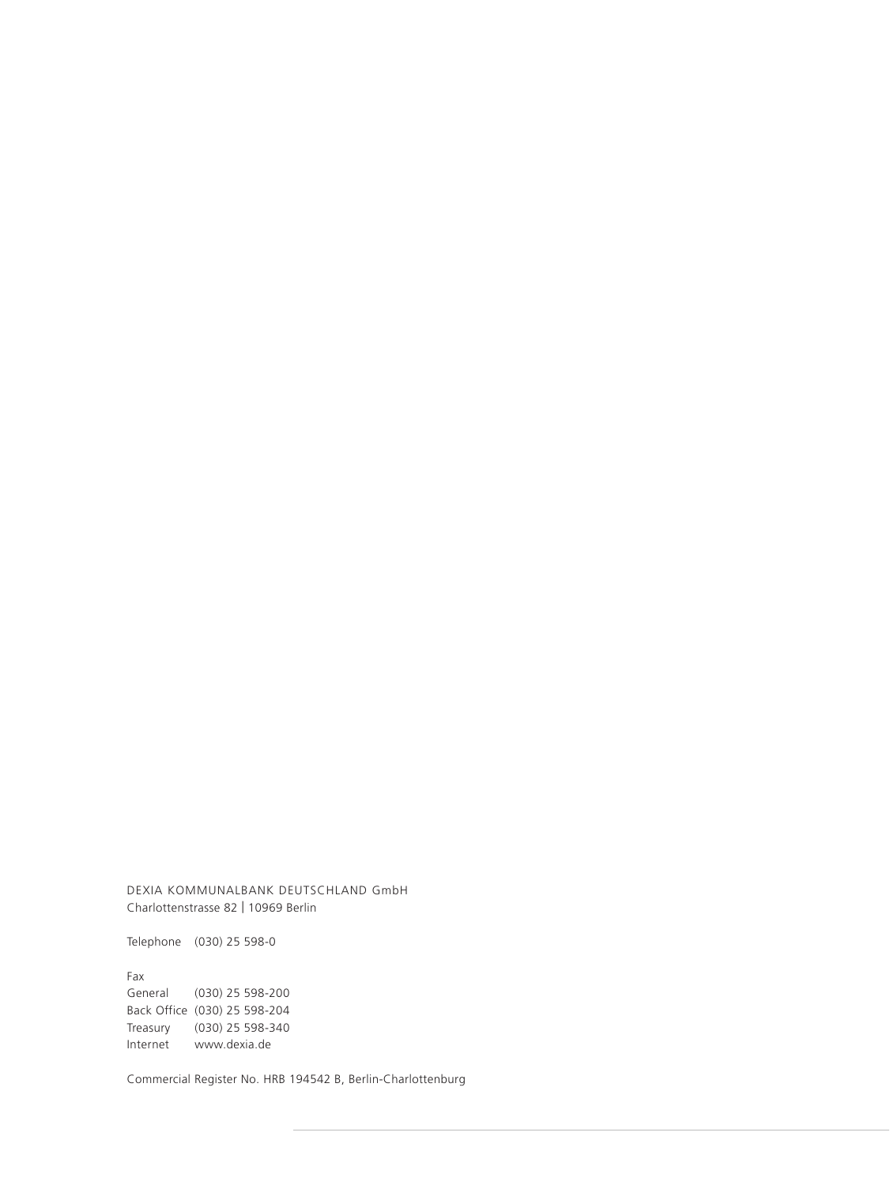DEXIA KOMMUNALBANK DEUTSCHLAND GmbH
Charlottenstrasse 82 | 10969 Berlin

Telephone (030) 25 598-0

Fax

| | |
|---|---|
| General | (030) 25 598-200 |
| Back Office | (030) 25 598-204 |
| Treasury | (030) 25 598-340 |
| Internet | www.dexia.de |

Commercial Register No. HRB 194542 B, Berlin-Charlottenburg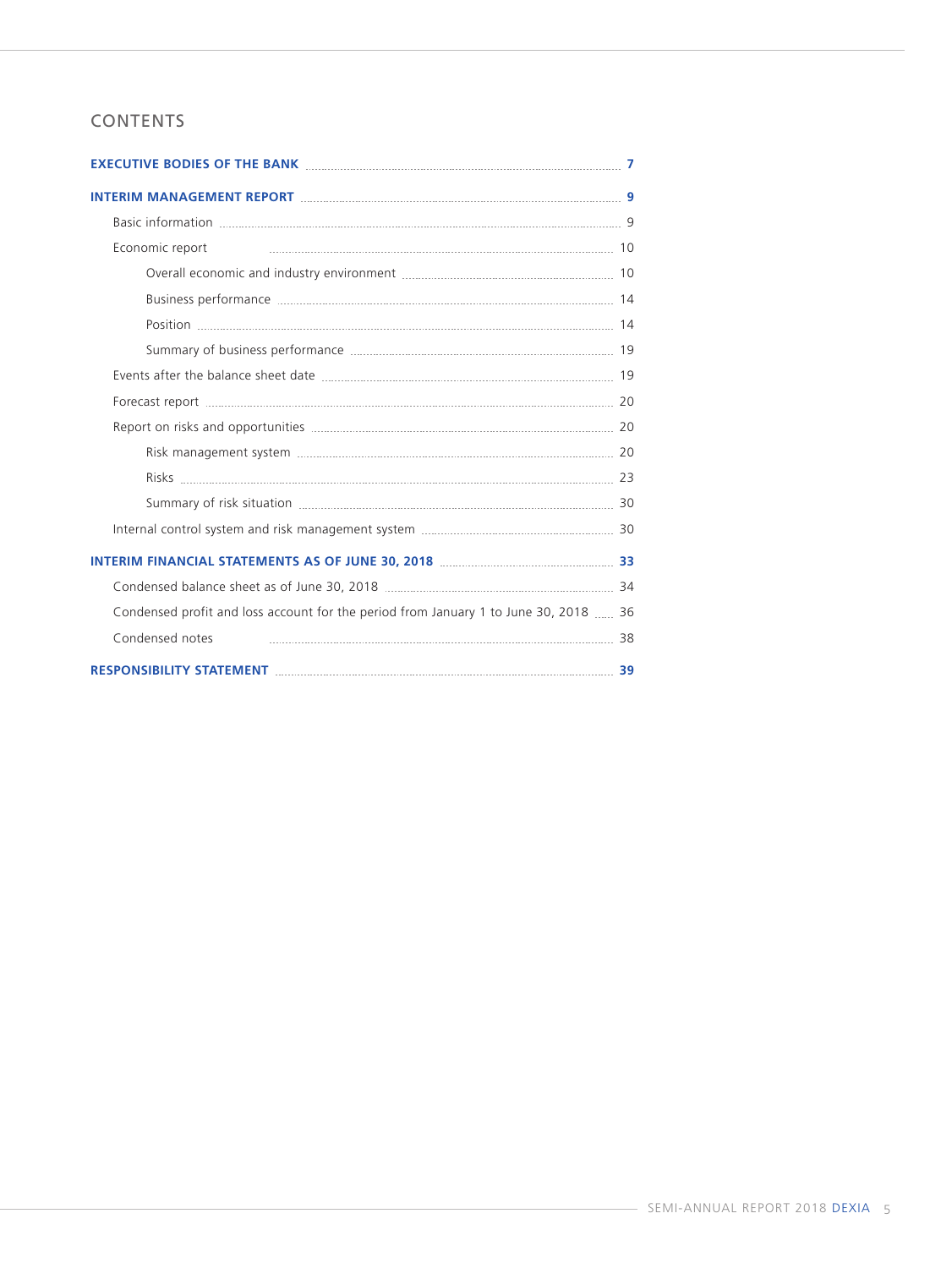# CONTENTS

| | |
|---|---|
| **EXECUTIVE BODIES OF THE BANK** | **7** |
| **INTERIM MANAGEMENT REPORT** | **9** |
| Basic information | 9 |
| Economic report | 10 |
| Overall economic and industry environment | 10 |
| Business performance | 14 |
| Position | 14 |
| Summary of business performance | 19 |
| Events after the balance sheet date | 19 |
| Forecast report | 20 |
| Report on risks and opportunities | 20 |
| Risk management system | 20 |
| Risks | 23 |
| Summary of risk situation | 30 |
| Internal control system and risk management system | 30 |
| **INTERIM FINANCIAL STATEMENTS AS OF JUNE 30, 2018** | **33** |
| Condensed balance sheet as of June 30, 2018 | 34 |
| Condensed profit and loss account for the period from January 1 to June 30, 2018 | 36 |
| Condensed notes | 38 |
| **RESPONSIBILITY STATEMENT** | **39** |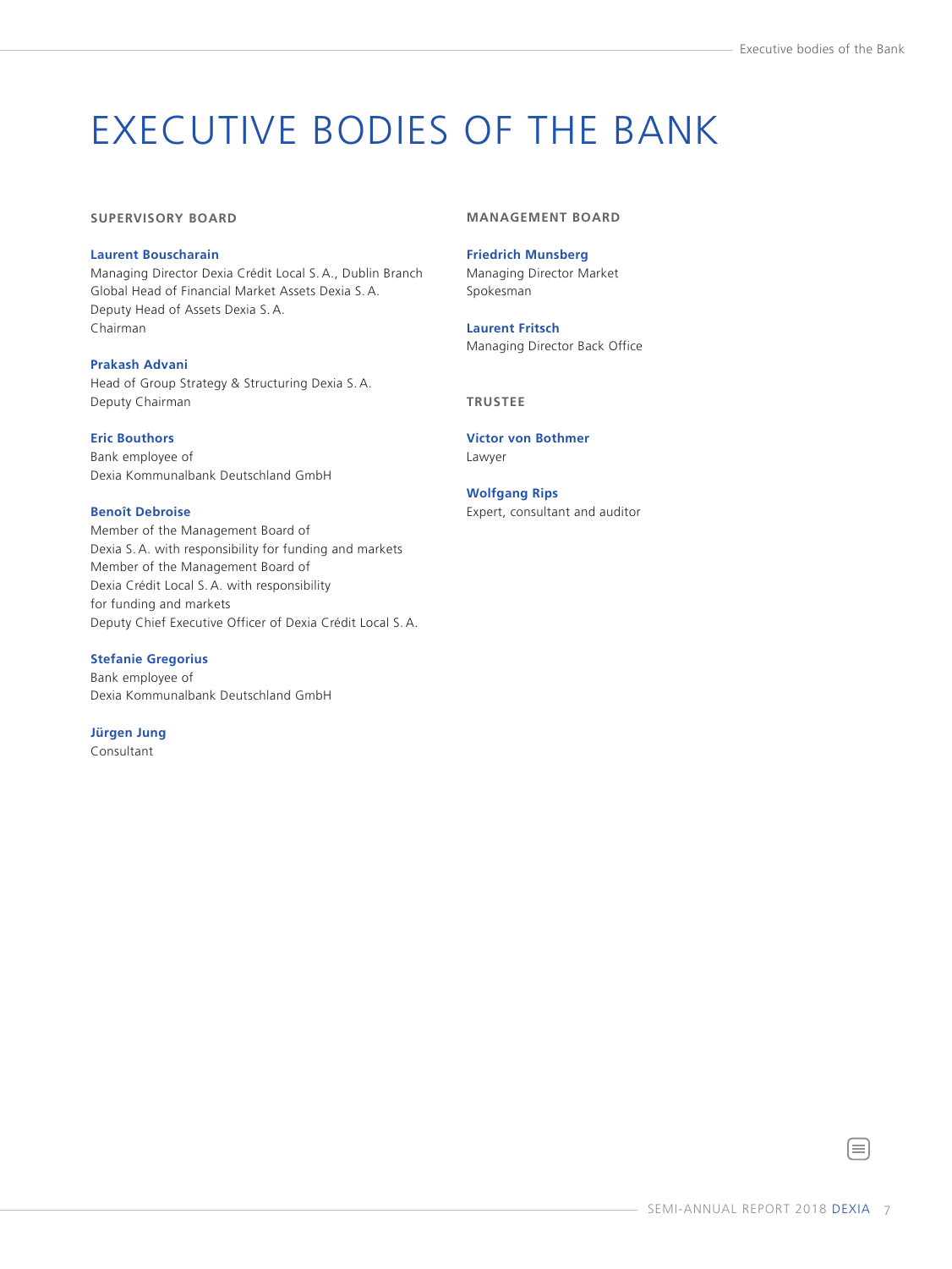# EXECUTIVE BODIES OF THE BANK

## SUPERVISORY BOARD

**Laurent Bouscharain**
Managing Director Dexia Crédit Local S. A., Dublin Branch
Global Head of Financial Market Assets Dexia S. A.
Deputy Head of Assets Dexia S. A.
Chairman

**Prakash Advani**
Head of Group Strategy & Structuring Dexia S. A.
Deputy Chairman

**Eric Bouthors**
Bank employee of
Dexia Kommunalbank Deutschland GmbH

**Benoît Debroise**
Member of the Management Board of
Dexia S. A. with responsibility for funding and markets
Member of the Management Board of
Dexia Crédit Local S. A. with responsibility
for funding and markets
Deputy Chief Executive Officer of Dexia Crédit Local S. A.

**Stefanie Gregorius**
Bank employee of
Dexia Kommunalbank Deutschland GmbH

**Jürgen Jung**
Consultant

## MANAGEMENT BOARD

**Friedrich Munsberg**
Managing Director Market
Spokesman

**Laurent Fritsch**
Managing Director Back Office

## TRUSTEE

**Victor von Bothmer**
Lawyer

**Wolfgang Rips**
Expert, consultant and auditor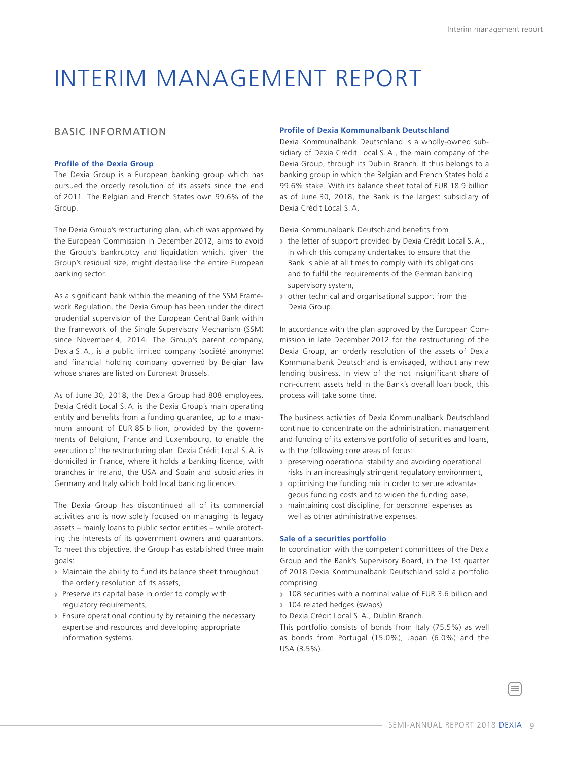# INTERIM MANAGEMENT REPORT

## BASIC INFORMATION

**Profile of the Dexia Group**

The Dexia Group is a European banking group which has pursued the orderly resolution of its assets since the end of 2011. The Belgian and French States own 99.6% of the Group.

The Dexia Group's restructuring plan, which was approved by the European Commission in December 2012, aims to avoid the Group's bankruptcy and liquidation which, given the Group's residual size, might destabilise the entire European banking sector.

As a significant bank within the meaning of the SSM Framework Regulation, the Dexia Group has been under the direct prudential supervision of the European Central Bank within the framework of the Single Supervisory Mechanism (SSM) since November 4, 2014. The Group's parent company, Dexia S. A., is a public limited company (société anonyme) and financial holding company governed by Belgian law whose shares are listed on Euronext Brussels.

As of June 30, 2018, the Dexia Group had 808 employees. Dexia Crédit Local S. A. is the Dexia Group's main operating entity and benefits from a funding guarantee, up to a maximum amount of EUR 85 billion, provided by the governments of Belgium, France and Luxembourg, to enable the execution of the restructuring plan. Dexia Crédit Local S. A. is domiciled in France, where it holds a banking licence, with branches in Ireland, the USA and Spain and subsidiaries in Germany and Italy which hold local banking licences.

The Dexia Group has discontinued all of its commercial activities and is now solely focused on managing its legacy assets – mainly loans to public sector entities – while protecting the interests of its government owners and guarantors. To meet this objective, the Group has established three main goals:

- Maintain the ability to fund its balance sheet throughout the orderly resolution of its assets,
- Preserve its capital base in order to comply with regulatory requirements,
- Ensure operational continuity by retaining the necessary expertise and resources and developing appropriate information systems.

**Profile of Dexia Kommunalbank Deutschland**

Dexia Kommunalbank Deutschland is a wholly-owned subsidiary of Dexia Crédit Local S. A., the main company of the Dexia Group, through its Dublin Branch. It thus belongs to a banking group in which the Belgian and French States hold a 99.6% stake. With its balance sheet total of EUR 18.9 billion as of June 30, 2018, the Bank is the largest subsidiary of Dexia Crédit Local S. A.

Dexia Kommunalbank Deutschland benefits from

- the letter of support provided by Dexia Crédit Local S. A., in which this company undertakes to ensure that the Bank is able at all times to comply with its obligations and to fulfil the requirements of the German banking supervisory system,
- other technical and organisational support from the Dexia Group.

In accordance with the plan approved by the European Commission in late December 2012 for the restructuring of the Dexia Group, an orderly resolution of the assets of Dexia Kommunalbank Deutschland is envisaged, without any new lending business. In view of the not insignificant share of non-current assets held in the Bank's overall loan book, this process will take some time.

The business activities of Dexia Kommunalbank Deutschland continue to concentrate on the administration, management and funding of its extensive portfolio of securities and loans, with the following core areas of focus:

- preserving operational stability and avoiding operational risks in an increasingly stringent regulatory environment,
- optimising the funding mix in order to secure advantageous funding costs and to widen the funding base,
- maintaining cost discipline, for personnel expenses as well as other administrative expenses.

**Sale of a securities portfolio**

In coordination with the competent committees of the Dexia Group and the Bank's Supervisory Board, in the 1st quarter of 2018 Dexia Kommunalbank Deutschland sold a portfolio comprising

- 108 securities with a nominal value of EUR 3.6 billion and
- 104 related hedges (swaps)

to Dexia Crédit Local S. A., Dublin Branch.

This portfolio consists of bonds from Italy (75.5%) as well as bonds from Portugal (15.0%), Japan (6.0%) and the USA (3.5%).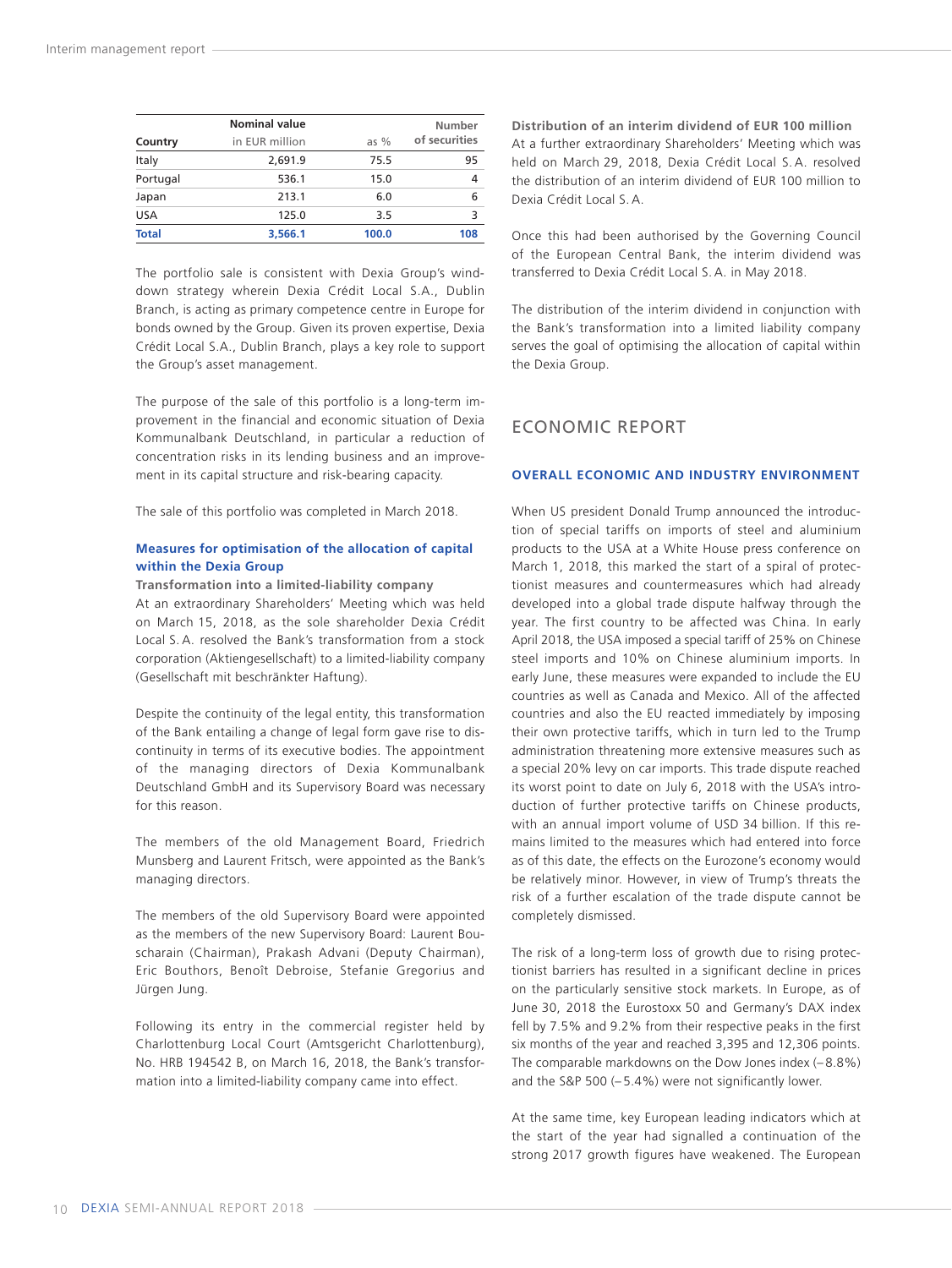| Country | Nominal value in EUR million | as % | Number of securities |
| --- | --- | --- | --- |
| Italy | 2,691.9 | 75.5 | 95 |
| Portugal | 536.1 | 15.0 | 4 |
| Japan | 213.1 | 6.0 | 6 |
| USA | 125.0 | 3.5 | 3 |
| **Total** | **3,566.1** | **100.0** | **108** |

The portfolio sale is consistent with Dexia Group's wind-down strategy wherein Dexia Crédit Local S.A., Dublin Branch, is acting as primary competence centre in Europe for bonds owned by the Group. Given its proven expertise, Dexia Crédit Local S.A., Dublin Branch, plays a key role to support the Group's asset management.

The purpose of the sale of this portfolio is a long-term improvement in the financial and economic situation of Dexia Kommunalbank Deutschland, in particular a reduction of concentration risks in its lending business and an improvement in its capital structure and risk-bearing capacity.

The sale of this portfolio was completed in March 2018.

### Measures for optimisation of the allocation of capital within the Dexia Group

**Transformation into a limited-liability company**

At an extraordinary Shareholders' Meeting which was held on March 15, 2018, as the sole shareholder Dexia Crédit Local S. A. resolved the Bank's transformation from a stock corporation (Aktiengesellschaft) to a limited-liability company (Gesellschaft mit beschränkter Haftung).

Despite the continuity of the legal entity, this transformation of the Bank entailing a change of legal form gave rise to discontinuity in terms of its executive bodies. The appointment of the managing directors of Dexia Kommunalbank Deutschland GmbH and its Supervisory Board was necessary for this reason.

The members of the old Management Board, Friedrich Munsberg and Laurent Fritsch, were appointed as the Bank's managing directors.

The members of the old Supervisory Board were appointed as the members of the new Supervisory Board: Laurent Bouscharain (Chairman), Prakash Advani (Deputy Chairman), Eric Bouthors, Benoît Debroise, Stefanie Gregorius and Jürgen Jung.

Following its entry in the commercial register held by Charlottenburg Local Court (Amtsgericht Charlottenburg), No. HRB 194542 B, on March 16, 2018, the Bank's transformation into a limited-liability company came into effect.

**Distribution of an interim dividend of EUR 100 million**

At a further extraordinary Shareholders' Meeting which was held on March 29, 2018, Dexia Crédit Local S. A. resolved the distribution of an interim dividend of EUR 100 million to Dexia Crédit Local S. A.

Once this had been authorised by the Governing Council of the European Central Bank, the interim dividend was transferred to Dexia Crédit Local S. A. in May 2018.

The distribution of the interim dividend in conjunction with the Bank's transformation into a limited liability company serves the goal of optimising the allocation of capital within the Dexia Group.

## ECONOMIC REPORT

### OVERALL ECONOMIC AND INDUSTRY ENVIRONMENT

When US president Donald Trump announced the introduction of special tariffs on imports of steel and aluminium products to the USA at a White House press conference on March 1, 2018, this marked the start of a spiral of protectionist measures and countermeasures which had already developed into a global trade dispute halfway through the year. The first country to be affected was China. In early April 2018, the USA imposed a special tariff of 25% on Chinese steel imports and 10% on Chinese aluminium imports. In early June, these measures were expanded to include the EU countries as well as Canada and Mexico. All of the affected countries and also the EU reacted immediately by imposing their own protective tariffs, which in turn led to the Trump administration threatening more extensive measures such as a special 20% levy on car imports. This trade dispute reached its worst point to date on July 6, 2018 with the USA's introduction of further protective tariffs on Chinese products, with an annual import volume of USD 34 billion. If this remains limited to the measures which had entered into force as of this date, the effects on the Eurozone's economy would be relatively minor. However, in view of Trump's threats the risk of a further escalation of the trade dispute cannot be completely dismissed.

The risk of a long-term loss of growth due to rising protectionist barriers has resulted in a significant decline in prices on the particularly sensitive stock markets. In Europe, as of June 30, 2018 the Eurostoxx 50 and Germany's DAX index fell by 7.5% and 9.2% from their respective peaks in the first six months of the year and reached 3,395 and 12,306 points. The comparable markdowns on the Dow Jones index (– 8.8%) and the S&P 500 (– 5.4%) were not significantly lower.

At the same time, key European leading indicators which at the start of the year had signalled a continuation of the strong 2017 growth figures have weakened. The European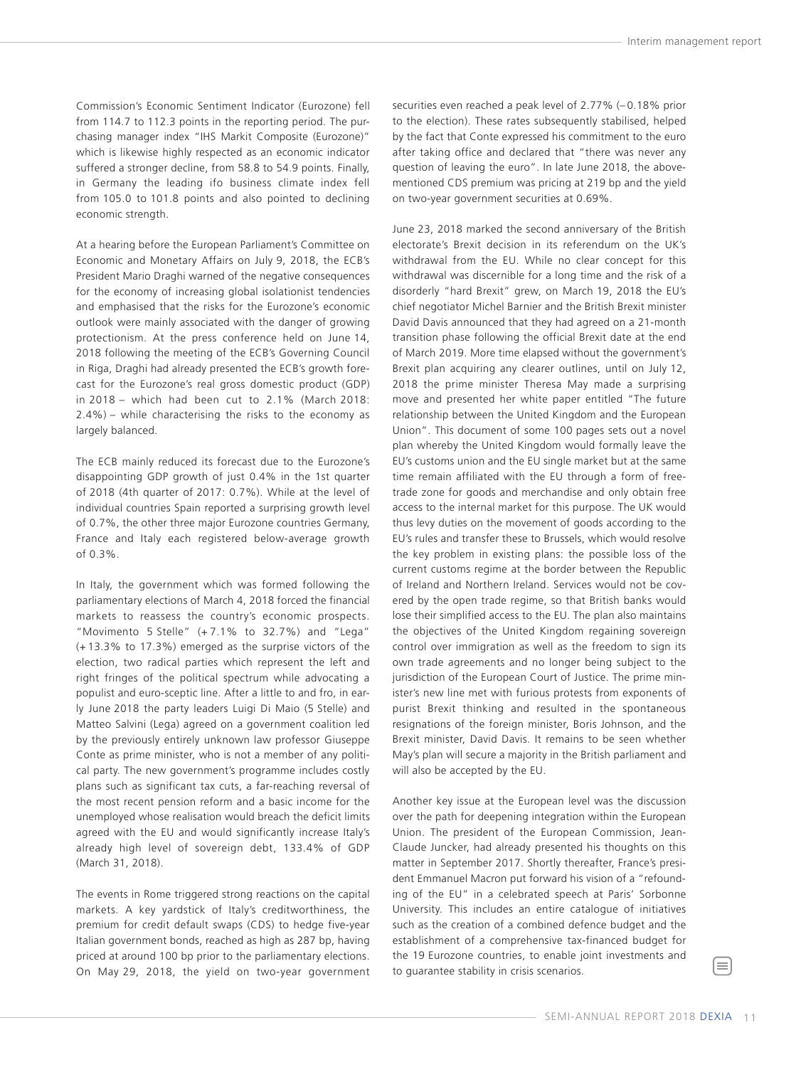Commission's Economic Sentiment Indicator (Eurozone) fell from 114.7 to 112.3 points in the reporting period. The purchasing manager index "IHS Markit Composite (Eurozone)" which is likewise highly respected as an economic indicator suffered a stronger decline, from 58.8 to 54.9 points. Finally, in Germany the leading ifo business climate index fell from 105.0 to 101.8 points and also pointed to declining economic strength.

At a hearing before the European Parliament's Committee on Economic and Monetary Affairs on July 9, 2018, the ECB's President Mario Draghi warned of the negative consequences for the economy of increasing global isolationist tendencies and emphasised that the risks for the Eurozone's economic outlook were mainly associated with the danger of growing protectionism. At the press conference held on June 14, 2018 following the meeting of the ECB's Governing Council in Riga, Draghi had already presented the ECB's growth forecast for the Eurozone's real gross domestic product (GDP) in 2018 – which had been cut to 2.1% (March 2018: 2.4%) – while characterising the risks to the economy as largely balanced.

The ECB mainly reduced its forecast due to the Eurozone's disappointing GDP growth of just 0.4% in the 1st quarter of 2018 (4th quarter of 2017: 0.7%). While at the level of individual countries Spain reported a surprising growth level of 0.7%, the other three major Eurozone countries Germany, France and Italy each registered below-average growth of 0.3%.

In Italy, the government which was formed following the parliamentary elections of March 4, 2018 forced the financial markets to reassess the country's economic prospects. "Movimento 5 Stelle" (+7.1% to 32.7%) and "Lega" (+13.3% to 17.3%) emerged as the surprise victors of the election, two radical parties which represent the left and right fringes of the political spectrum while advocating a populist and euro-sceptic line. After a little to and fro, in early June 2018 the party leaders Luigi Di Maio (5 Stelle) and Matteo Salvini (Lega) agreed on a government coalition led by the previously entirely unknown law professor Giuseppe Conte as prime minister, who is not a member of any political party. The new government's programme includes costly plans such as significant tax cuts, a far-reaching reversal of the most recent pension reform and a basic income for the unemployed whose realisation would breach the deficit limits agreed with the EU and would significantly increase Italy's already high level of sovereign debt, 133.4% of GDP (March 31, 2018).

The events in Rome triggered strong reactions on the capital markets. A key yardstick of Italy's creditworthiness, the premium for credit default swaps (CDS) to hedge five-year Italian government bonds, reached as high as 287 bp, having priced at around 100 bp prior to the parliamentary elections. On May 29, 2018, the yield on two-year government securities even reached a peak level of 2.77% (–0.18% prior to the election). These rates subsequently stabilised, helped by the fact that Conte expressed his commitment to the euro after taking office and declared that "there was never any question of leaving the euro". In late June 2018, the above-mentioned CDS premium was pricing at 219 bp and the yield on two-year government securities at 0.69%.

June 23, 2018 marked the second anniversary of the British electorate's Brexit decision in its referendum on the UK's withdrawal from the EU. While no clear concept for this withdrawal was discernible for a long time and the risk of a disorderly "hard Brexit" grew, on March 19, 2018 the EU's chief negotiator Michel Barnier and the British Brexit minister David Davis announced that they had agreed on a 21-month transition phase following the official Brexit date at the end of March 2019. More time elapsed without the government's Brexit plan acquiring any clearer outlines, until on July 12, 2018 the prime minister Theresa May made a surprising move and presented her white paper entitled "The future relationship between the United Kingdom and the European Union". This document of some 100 pages sets out a novel plan whereby the United Kingdom would formally leave the EU's customs union and the EU single market but at the same time remain affiliated with the EU through a form of free-trade zone for goods and merchandise and only obtain free access to the internal market for this purpose. The UK would thus levy duties on the movement of goods according to the EU's rules and transfer these to Brussels, which would resolve the key problem in existing plans: the possible loss of the current customs regime at the border between the Republic of Ireland and Northern Ireland. Services would not be covered by the open trade regime, so that British banks would lose their simplified access to the EU. The plan also maintains the objectives of the United Kingdom regaining sovereign control over immigration as well as the freedom to sign its own trade agreements and no longer being subject to the jurisdiction of the European Court of Justice. The prime minister's new line met with furious protests from exponents of purist Brexit thinking and resulted in the spontaneous resignations of the foreign minister, Boris Johnson, and the Brexit minister, David Davis. It remains to be seen whether May's plan will secure a majority in the British parliament and will also be accepted by the EU.

Another key issue at the European level was the discussion over the path for deepening integration within the European Union. The president of the European Commission, Jean-Claude Juncker, had already presented his thoughts on this matter in September 2017. Shortly thereafter, France's president Emmanuel Macron put forward his vision of a "refounding of the EU" in a celebrated speech at Paris' Sorbonne University. This includes an entire catalogue of initiatives such as the creation of a combined defence budget and the establishment of a comprehensive tax-financed budget for the 19 Eurozone countries, to enable joint investments and to guarantee stability in crisis scenarios.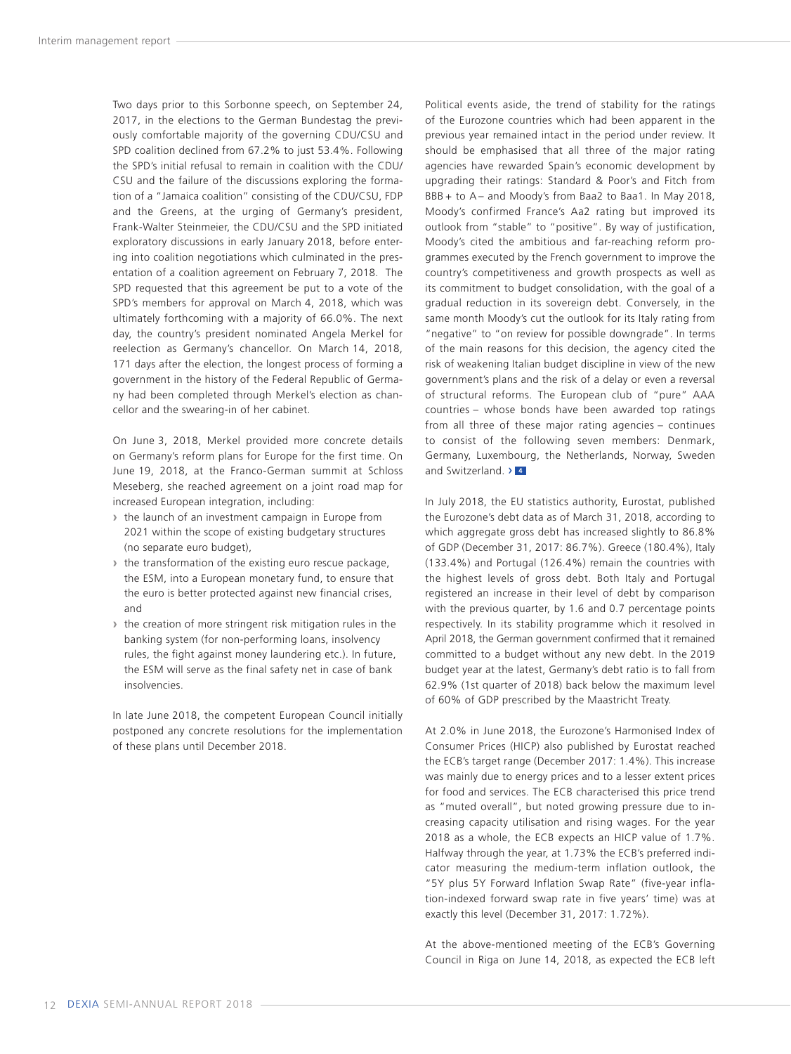Two days prior to this Sorbonne speech, on September 24, 2017, in the elections to the German Bundestag the previously comfortable majority of the governing CDU/CSU and SPD coalition declined from 67.2% to just 53.4%. Following the SPD's initial refusal to remain in coalition with the CDU/CSU and the failure of the discussions exploring the formation of a "Jamaica coalition" consisting of the CDU/CSU, FDP and the Greens, at the urging of Germany's president, Frank-Walter Steinmeier, the CDU/CSU and the SPD initiated exploratory discussions in early January 2018, before entering into coalition negotiations which culminated in the presentation of a coalition agreement on February 7, 2018. The SPD requested that this agreement be put to a vote of the SPD's members for approval on March 4, 2018, which was ultimately forthcoming with a majority of 66.0%. The next day, the country's president nominated Angela Merkel for reelection as Germany's chancellor. On March 14, 2018, 171 days after the election, the longest process of forming a government in the history of the Federal Republic of Germany had been completed through Merkel's election as chancellor and the swearing-in of her cabinet.

On June 3, 2018, Merkel provided more concrete details on Germany's reform plans for Europe for the first time. On June 19, 2018, at the Franco-German summit at Schloss Meseberg, she reached agreement on a joint road map for increased European integration, including:

- the launch of an investment campaign in Europe from 2021 within the scope of existing budgetary structures (no separate euro budget),
- the transformation of the existing euro rescue package, the ESM, into a European monetary fund, to ensure that the euro is better protected against new financial crises, and
- the creation of more stringent risk mitigation rules in the banking system (for non-performing loans, insolvency rules, the fight against money laundering etc.). In future, the ESM will serve as the final safety net in case of bank insolvencies.

In late June 2018, the competent European Council initially postponed any concrete resolutions for the implementation of these plans until December 2018.

Political events aside, the trend of stability for the ratings of the Eurozone countries which had been apparent in the previous year remained intact in the period under review. It should be emphasised that all three of the major rating agencies have rewarded Spain's economic development by upgrading their ratings: Standard & Poor's and Fitch from BBB+ to A– and Moody's from Baa2 to Baa1. In May 2018, Moody's confirmed France's Aa2 rating but improved its outlook from "stable" to "positive". By way of justification, Moody's cited the ambitious and far-reaching reform programmes executed by the French government to improve the country's competitiveness and growth prospects as well as its commitment to budget consolidation, with the goal of a gradual reduction in its sovereign debt. Conversely, in the same month Moody's cut the outlook for its Italy rating from "negative" to "on review for possible downgrade". In terms of the main reasons for this decision, the agency cited the risk of weakening Italian budget discipline in view of the new government's plans and the risk of a delay or even a reversal of structural reforms. The European club of "pure" AAA countries – whose bonds have been awarded top ratings from all three of these major rating agencies – continues to consist of the following seven members: Denmark, Germany, Luxembourg, the Netherlands, Norway, Sweden and Switzerland. › 4

In July 2018, the EU statistics authority, Eurostat, published the Eurozone's debt data as of March 31, 2018, according to which aggregate gross debt has increased slightly to 86.8% of GDP (December 31, 2017: 86.7%). Greece (180.4%), Italy (133.4%) and Portugal (126.4%) remain the countries with the highest levels of gross debt. Both Italy and Portugal registered an increase in their level of debt by comparison with the previous quarter, by 1.6 and 0.7 percentage points respectively. In its stability programme which it resolved in April 2018, the German government confirmed that it remained committed to a budget without any new debt. In the 2019 budget year at the latest, Germany's debt ratio is to fall from 62.9% (1st quarter of 2018) back below the maximum level of 60% of GDP prescribed by the Maastricht Treaty.

At 2.0% in June 2018, the Eurozone's Harmonised Index of Consumer Prices (HICP) also published by Eurostat reached the ECB's target range (December 2017: 1.4%). This increase was mainly due to energy prices and to a lesser extent prices for food and services. The ECB characterised this price trend as "muted overall", but noted growing pressure due to increasing capacity utilisation and rising wages. For the year 2018 as a whole, the ECB expects an HICP value of 1.7%. Halfway through the year, at 1.73% the ECB's preferred indicator measuring the medium-term inflation outlook, the "5Y plus 5Y Forward Inflation Swap Rate" (five-year inflation-indexed forward swap rate in five years' time) was at exactly this level (December 31, 2017: 1.72%).

At the above-mentioned meeting of the ECB's Governing Council in Riga on June 14, 2018, as expected the ECB left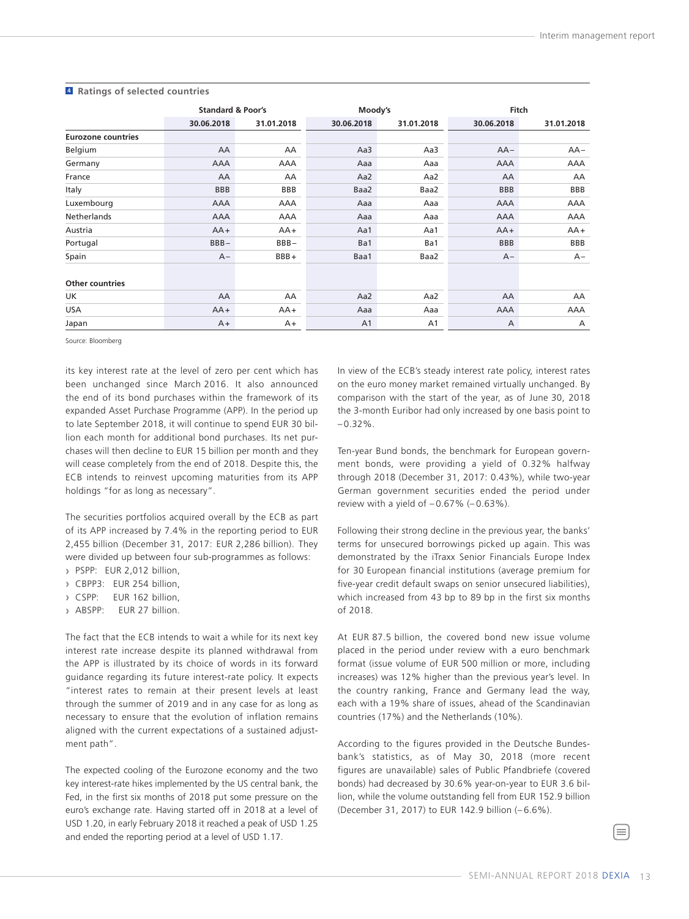**4 Ratings of selected countries**

| | Standard & Poor's | | Moody's | | Fitch | |
|---|---|---|---|---|---|---|
| | 30.06.2018 | 31.01.2018 | 30.06.2018 | 31.01.2018 | 30.06.2018 | 31.01.2018 |
| **Eurozone countries** | | | | | | |
| Belgium | AA | AA | Aa3 | Aa3 | AA– | AA– |
| Germany | AAA | AAA | Aaa | Aaa | AAA | AAA |
| France | AA | AA | Aa2 | Aa2 | AA | AA |
| Italy | BBB | BBB | Baa2 | Baa2 | BBB | BBB |
| Luxembourg | AAA | AAA | Aaa | Aaa | AAA | AAA |
| Netherlands | AAA | AAA | Aaa | Aaa | AAA | AAA |
| Austria | AA+ | AA+ | Aa1 | Aa1 | AA+ | AA+ |
| Portugal | BBB– | BBB– | Ba1 | Ba1 | BBB | BBB |
| Spain | A– | BBB+ | Baa1 | Baa2 | A– | A– |
| **Other countries** | | | | | | |
| UK | AA | AA | Aa2 | Aa2 | AA | AA |
| USA | AA+ | AA+ | Aaa | Aaa | AAA | AAA |
| Japan | A+ | A+ | A1 | A1 | A | A |

Source: Bloomberg

its key interest rate at the level of zero per cent which has been unchanged since March 2016. It also announced the end of its bond purchases within the framework of its expanded Asset Purchase Programme (APP). In the period up to late September 2018, it will continue to spend EUR 30 billion each month for additional bond purchases. Its net purchases will then decline to EUR 15 billion per month and they will cease completely from the end of 2018. Despite this, the ECB intends to reinvest upcoming maturities from its APP holdings "for as long as necessary".

The securities portfolios acquired overall by the ECB as part of its APP increased by 7.4% in the reporting period to EUR 2,455 billion (December 31, 2017: EUR 2,286 billion). They were divided up between four sub-programmes as follows:

- PSPP: EUR 2,012 billion,
- CBPP3: EUR 254 billion,
- CSPP: EUR 162 billion,
- ABSPP: EUR 27 billion.

The fact that the ECB intends to wait a while for its next key interest rate increase despite its planned withdrawal from the APP is illustrated by its choice of words in its forward guidance regarding its future interest-rate policy. It expects "interest rates to remain at their present levels at least through the summer of 2019 and in any case for as long as necessary to ensure that the evolution of inflation remains aligned with the current expectations of a sustained adjustment path".

The expected cooling of the Eurozone economy and the two key interest-rate hikes implemented by the US central bank, the Fed, in the first six months of 2018 put some pressure on the euro's exchange rate. Having started off in 2018 at a level of USD 1.20, in early February 2018 it reached a peak of USD 1.25 and ended the reporting period at a level of USD 1.17.

In view of the ECB's steady interest rate policy, interest rates on the euro money market remained virtually unchanged. By comparison with the start of the year, as of June 30, 2018 the 3-month Euribor had only increased by one basis point to –0.32%.

Ten-year Bund bonds, the benchmark for European government bonds, were providing a yield of 0.32% halfway through 2018 (December 31, 2017: 0.43%), while two-year German government securities ended the period under review with a yield of –0.67% (–0.63%).

Following their strong decline in the previous year, the banks' terms for unsecured borrowings picked up again. This was demonstrated by the iTraxx Senior Financials Europe Index for 30 European financial institutions (average premium for five-year credit default swaps on senior unsecured liabilities), which increased from 43 bp to 89 bp in the first six months of 2018.

At EUR 87.5 billion, the covered bond new issue volume placed in the period under review with a euro benchmark format (issue volume of EUR 500 million or more, including increases) was 12% higher than the previous year's level. In the country ranking, France and Germany lead the way, each with a 19% share of issues, ahead of the Scandinavian countries (17%) and the Netherlands (10%).

According to the figures provided in the Deutsche Bundesbank's statistics, as of May 30, 2018 (more recent figures are unavailable) sales of Public Pfandbriefe (covered bonds) had decreased by 30.6% year-on-year to EUR 3.6 billion, while the volume outstanding fell from EUR 152.9 billion (December 31, 2017) to EUR 142.9 billion (–6.6%).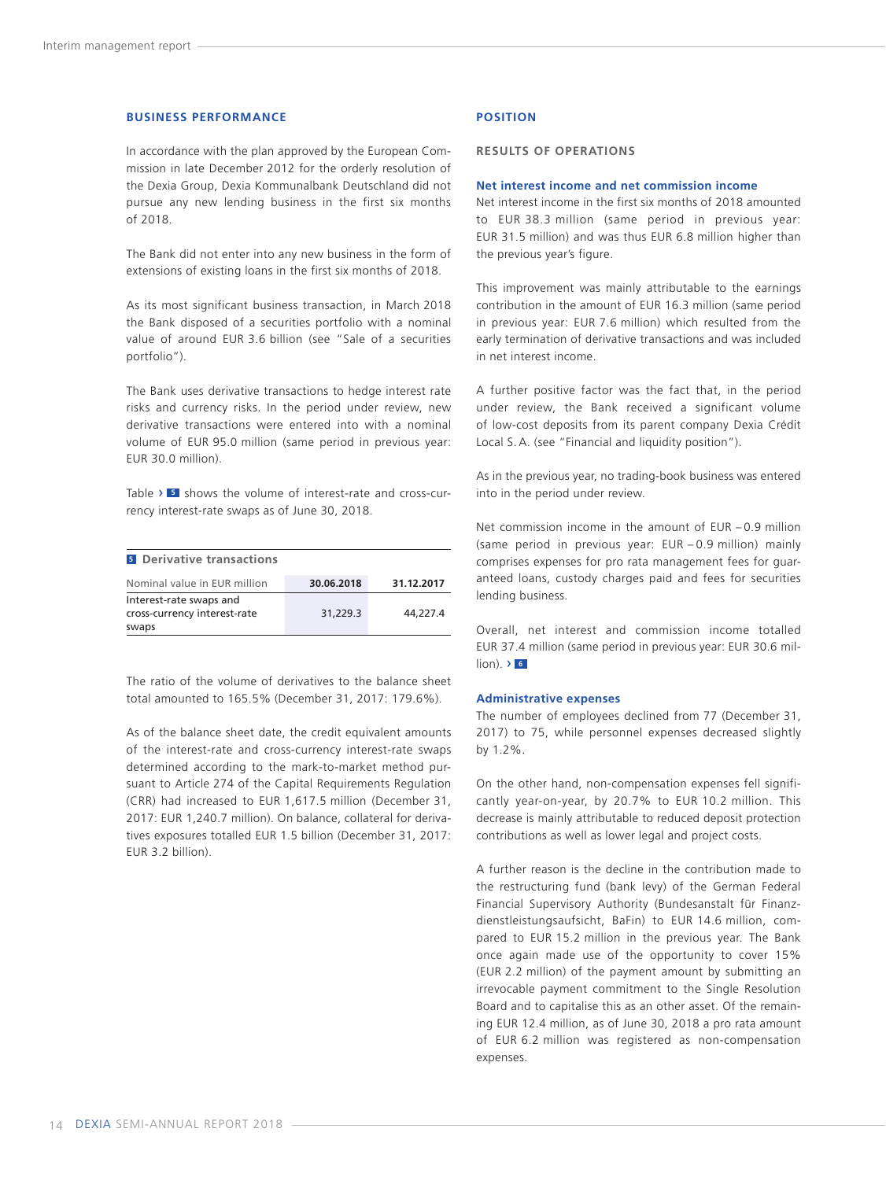## BUSINESS PERFORMANCE

In accordance with the plan approved by the European Commission in late December 2012 for the orderly resolution of the Dexia Group, Dexia Kommunalbank Deutschland did not pursue any new lending business in the first six months of 2018.

The Bank did not enter into any new business in the form of extensions of existing loans in the first six months of 2018.

As its most significant business transaction, in March 2018 the Bank disposed of a securities portfolio with a nominal value of around EUR 3.6 billion (see "Sale of a securities portfolio").

The Bank uses derivative transactions to hedge interest rate risks and currency risks. In the period under review, new derivative transactions were entered into with a nominal volume of EUR 95.0 million (same period in previous year: EUR 30.0 million).

Table › 5 shows the volume of interest-rate and cross-currency interest-rate swaps as of June 30, 2018.

**5 Derivative transactions**

| Nominal value in EUR million | 30.06.2018 | 31.12.2017 |
|---|---|---|
| Interest-rate swaps and cross-currency interest-rate swaps | 31,229.3 | 44,227.4 |

The ratio of the volume of derivatives to the balance sheet total amounted to 165.5% (December 31, 2017: 179.6%).

As of the balance sheet date, the credit equivalent amounts of the interest-rate and cross-currency interest-rate swaps determined according to the mark-to-market method pursuant to Article 274 of the Capital Requirements Regulation (CRR) had increased to EUR 1,617.5 million (December 31, 2017: EUR 1,240.7 million). On balance, collateral for derivatives exposures totalled EUR 1.5 billion (December 31, 2017: EUR 3.2 billion).

## POSITION

### RESULTS OF OPERATIONS

**Net interest income and net commission income**

Net interest income in the first six months of 2018 amounted to EUR 38.3 million (same period in previous year: EUR 31.5 million) and was thus EUR 6.8 million higher than the previous year's figure.

This improvement was mainly attributable to the earnings contribution in the amount of EUR 16.3 million (same period in previous year: EUR 7.6 million) which resulted from the early termination of derivative transactions and was included in net interest income.

A further positive factor was the fact that, in the period under review, the Bank received a significant volume of low-cost deposits from its parent company Dexia Crédit Local S. A. (see "Financial and liquidity position").

As in the previous year, no trading-book business was entered into in the period under review.

Net commission income in the amount of EUR –0.9 million (same period in previous year: EUR –0.9 million) mainly comprises expenses for pro rata management fees for guaranteed loans, custody charges paid and fees for securities lending business.

Overall, net interest and commission income totalled EUR 37.4 million (same period in previous year: EUR 30.6 million). › 6

**Administrative expenses**

The number of employees declined from 77 (December 31, 2017) to 75, while personnel expenses decreased slightly by 1.2%.

On the other hand, non-compensation expenses fell significantly year-on-year, by 20.7% to EUR 10.2 million. This decrease is mainly attributable to reduced deposit protection contributions as well as lower legal and project costs.

A further reason is the decline in the contribution made to the restructuring fund (bank levy) of the German Federal Financial Supervisory Authority (Bundesanstalt für Finanzdienstleistungsaufsicht, BaFin) to EUR 14.6 million, compared to EUR 15.2 million in the previous year. The Bank once again made use of the opportunity to cover 15% (EUR 2.2 million) of the payment amount by submitting an irrevocable payment commitment to the Single Resolution Board and to capitalise this as an other asset. Of the remaining EUR 12.4 million, as of June 30, 2018 a pro rata amount of EUR 6.2 million was registered as non-compensation expenses.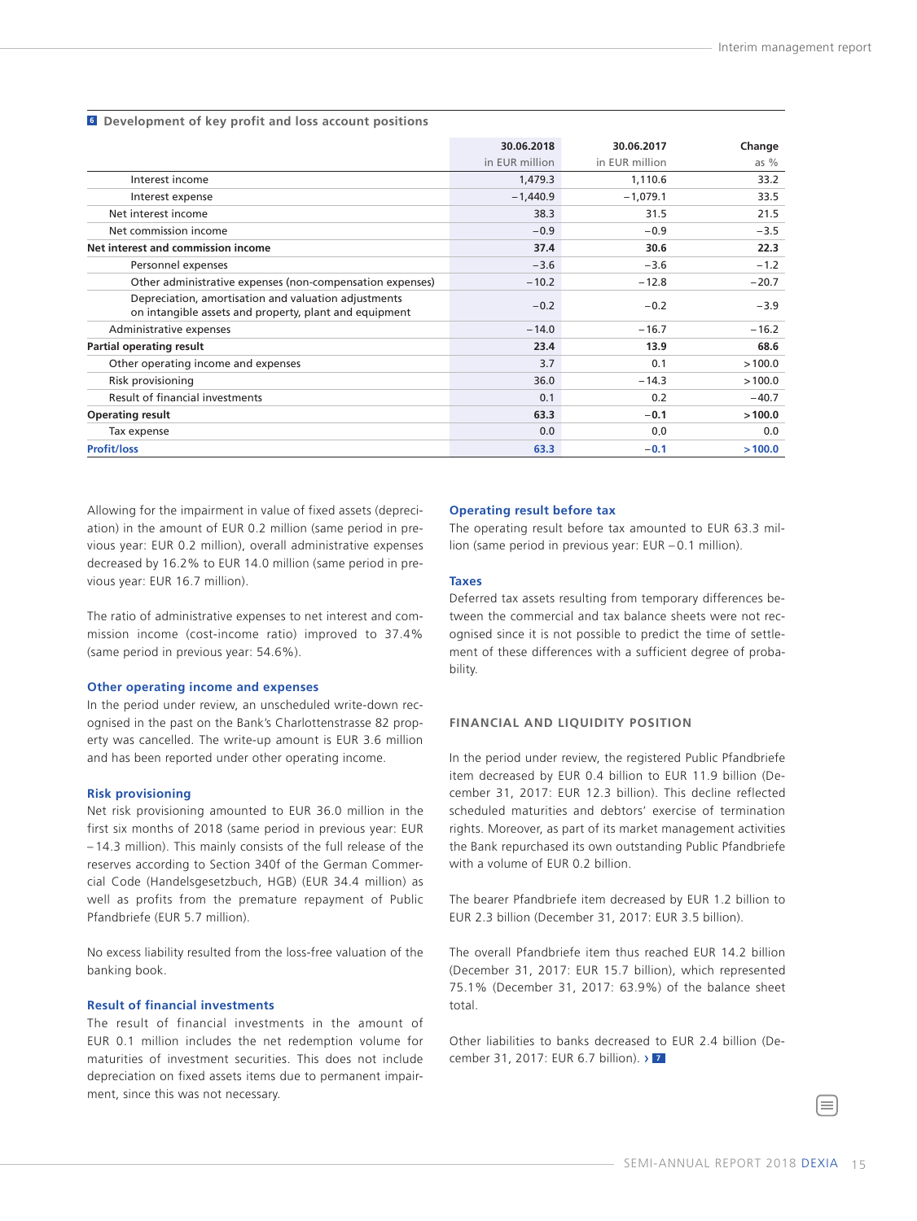**6 Development of key profit and loss account positions**

| | 30.06.2018 in EUR million | 30.06.2017 in EUR million | Change as % |
|---|---|---|---|
| Interest income | 1,479.3 | 1,110.6 | 33.2 |
| Interest expense | −1,440.9 | −1,079.1 | 33.5 |
| Net interest income | 38.3 | 31.5 | 21.5 |
| Net commission income | −0.9 | −0.9 | −3.5 |
| **Net interest and commission income** | **37.4** | **30.6** | **22.3** |
| Personnel expenses | −3.6 | −3.6 | −1.2 |
| Other administrative expenses (non-compensation expenses) | −10.2 | −12.8 | −20.7 |
| Depreciation, amortisation and valuation adjustments on intangible assets and property, plant and equipment | −0.2 | −0.2 | −3.9 |
| Administrative expenses | −14.0 | −16.7 | −16.2 |
| **Partial operating result** | **23.4** | **13.9** | **68.6** |
| Other operating income and expenses | 3.7 | 0.1 | >100.0 |
| Risk provisioning | 36.0 | −14.3 | >100.0 |
| Result of financial investments | 0.1 | 0.2 | −40.7 |
| **Operating result** | **63.3** | **−0.1** | **>100.0** |
| Tax expense | 0.0 | 0.0 | 0.0 |
| **Profit/loss** | **63.3** | **−0.1** | **>100.0** |

Allowing for the impairment in value of fixed assets (depreciation) in the amount of EUR 0.2 million (same period in previous year: EUR 0.2 million), overall administrative expenses decreased by 16.2% to EUR 14.0 million (same period in previous year: EUR 16.7 million).

The ratio of administrative expenses to net interest and commission income (cost-income ratio) improved to 37.4% (same period in previous year: 54.6%).

### Other operating income and expenses

In the period under review, an unscheduled write-down recognised in the past on the Bank's Charlottenstrasse 82 property was cancelled. The write-up amount is EUR 3.6 million and has been reported under other operating income.

### Risk provisioning

Net risk provisioning amounted to EUR 36.0 million in the first six months of 2018 (same period in previous year: EUR −14.3 million). This mainly consists of the full release of the reserves according to Section 340f of the German Commercial Code (Handelsgesetzbuch, HGB) (EUR 34.4 million) as well as profits from the premature repayment of Public Pfandbriefe (EUR 5.7 million).

No excess liability resulted from the loss-free valuation of the banking book.

### Result of financial investments

The result of financial investments in the amount of EUR 0.1 million includes the net redemption volume for maturities of investment securities. This does not include depreciation on fixed assets items due to permanent impairment, since this was not necessary.

### Operating result before tax

The operating result before tax amounted to EUR 63.3 million (same period in previous year: EUR −0.1 million).

### Taxes

Deferred tax assets resulting from temporary differences between the commercial and tax balance sheets were not recognised since it is not possible to predict the time of settlement of these differences with a sufficient degree of probability.

## FINANCIAL AND LIQUIDITY POSITION

In the period under review, the registered Public Pfandbriefe item decreased by EUR 0.4 billion to EUR 11.9 billion (December 31, 2017: EUR 12.3 billion). This decline reflected scheduled maturities and debtors' exercise of termination rights. Moreover, as part of its market management activities the Bank repurchased its own outstanding Public Pfandbriefe with a volume of EUR 0.2 billion.

The bearer Pfandbriefe item decreased by EUR 1.2 billion to EUR 2.3 billion (December 31, 2017: EUR 3.5 billion).

The overall Pfandbriefe item thus reached EUR 14.2 billion (December 31, 2017: EUR 15.7 billion), which represented 75.1% (December 31, 2017: 63.9%) of the balance sheet total.

Other liabilities to banks decreased to EUR 2.4 billion (December 31, 2017: EUR 6.7 billion). › 7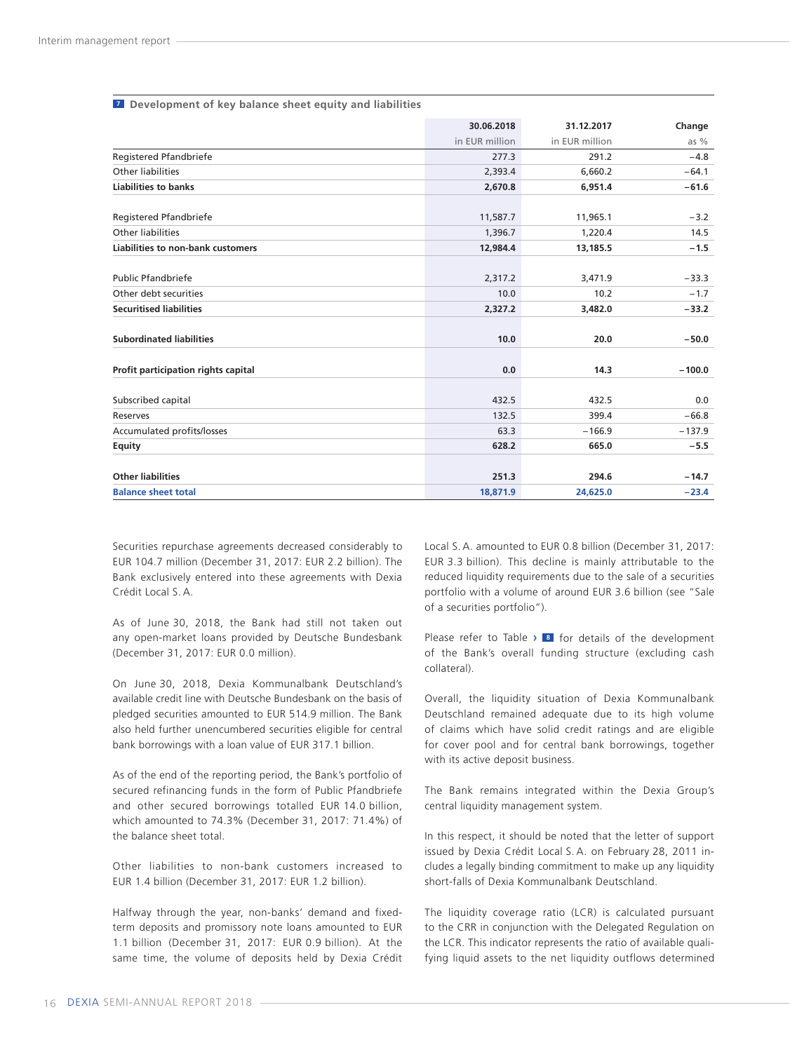**7 Development of key balance sheet equity and liabilities**

| | 30.06.2018 | 31.12.2017 | Change |
|---|---|---|---|
| | in EUR million | in EUR million | as % |
| Registered Pfandbriefe | 277.3 | 291.2 | −4.8 |
| Other liabilities | 2,393.4 | 6,660.2 | −64.1 |
| **Liabilities to banks** | **2,670.8** | **6,951.4** | **−61.6** |
| | | | |
| Registered Pfandbriefe | 11,587.7 | 11,965.1 | −3.2 |
| Other liabilities | 1,396.7 | 1,220.4 | 14.5 |
| **Liabilities to non-bank customers** | **12,984.4** | **13,185.5** | **−1.5** |
| | | | |
| Public Pfandbriefe | 2,317.2 | 3,471.9 | −33.3 |
| Other debt securities | 10.0 | 10.2 | −1.7 |
| **Securitised liabilities** | **2,327.2** | **3,482.0** | **−33.2** |
| | | | |
| **Subordinated liabilities** | **10.0** | **20.0** | **−50.0** |
| | | | |
| **Profit participation rights capital** | **0.0** | **14.3** | **−100.0** |
| | | | |
| Subscribed capital | 432.5 | 432.5 | 0.0 |
| Reserves | 132.5 | 399.4 | −66.8 |
| Accumulated profits/losses | 63.3 | −166.9 | −137.9 |
| **Equity** | **628.2** | **665.0** | **−5.5** |
| | | | |
| **Other liabilities** | **251.3** | **294.6** | **−14.7** |
| **Balance sheet total** | **18,871.9** | **24,625.0** | **−23.4** |

Securities repurchase agreements decreased considerably to EUR 104.7 million (December 31, 2017: EUR 2.2 billion). The Bank exclusively entered into these agreements with Dexia Crédit Local S. A.

As of June 30, 2018, the Bank had still not taken out any open-market loans provided by Deutsche Bundesbank (December 31, 2017: EUR 0.0 million).

On June 30, 2018, Dexia Kommunalbank Deutschland's available credit line with Deutsche Bundesbank on the basis of pledged securities amounted to EUR 514.9 million. The Bank also held further unencumbered securities eligible for central bank borrowings with a loan value of EUR 317.1 billion.

As of the end of the reporting period, the Bank's portfolio of secured refinancing funds in the form of Public Pfandbriefe and other secured borrowings totalled EUR 14.0 billion, which amounted to 74.3% (December 31, 2017: 71.4%) of the balance sheet total.

Other liabilities to non-bank customers increased to EUR 1.4 billion (December 31, 2017: EUR 1.2 billion).

Halfway through the year, non-banks' demand and fixed-term deposits and promissory note loans amounted to EUR 1.1 billion (December 31, 2017: EUR 0.9 billion). At the same time, the volume of deposits held by Dexia Crédit Local S. A. amounted to EUR 0.8 billion (December 31, 2017: EUR 3.3 billion). This decline is mainly attributable to the reduced liquidity requirements due to the sale of a securities portfolio with a volume of around EUR 3.6 billion (see "Sale of a securities portfolio").

Please refer to Table › 8 for details of the development of the Bank's overall funding structure (excluding cash collateral).

Overall, the liquidity situation of Dexia Kommunalbank Deutschland remained adequate due to its high volume of claims which have solid credit ratings and are eligible for cover pool and for central bank borrowings, together with its active deposit business.

The Bank remains integrated within the Dexia Group's central liquidity management system.

In this respect, it should be noted that the letter of support issued by Dexia Crédit Local S. A. on February 28, 2011 includes a legally binding commitment to make up any liquidity short-falls of Dexia Kommunalbank Deutschland.

The liquidity coverage ratio (LCR) is calculated pursuant to the CRR in conjunction with the Delegated Regulation on the LCR. This indicator represents the ratio of available qualifying liquid assets to the net liquidity outflows determined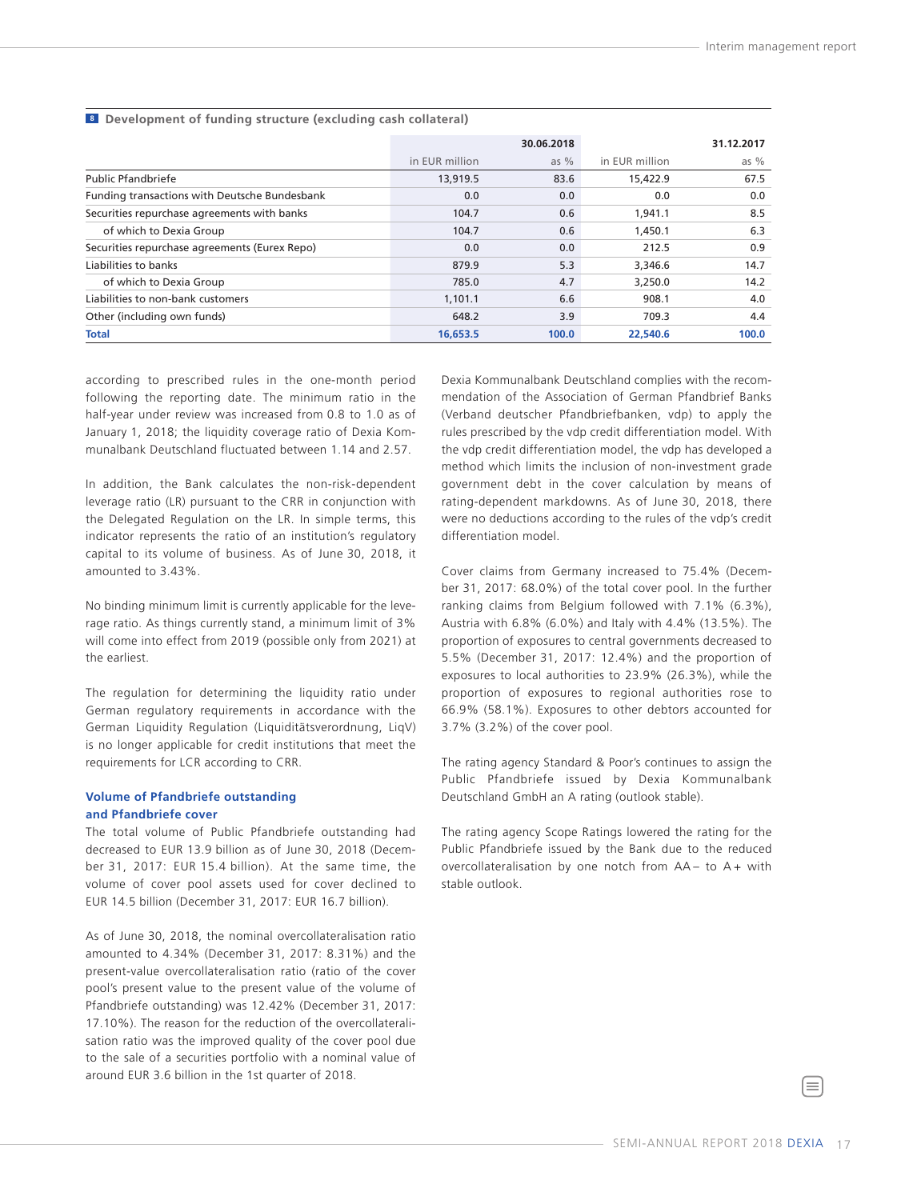**8 Development of funding structure (excluding cash collateral)**

| | 30.06.2018 | | 31.12.2017 | |
|---|---|---|---|---|
| | in EUR million | as % | in EUR million | as % |
| Public Pfandbriefe | 13,919.5 | 83.6 | 15,422.9 | 67.5 |
| Funding transactions with Deutsche Bundesbank | 0.0 | 0.0 | 0.0 | 0.0 |
| Securities repurchase agreements with banks | 104.7 | 0.6 | 1,941.1 | 8.5 |
| of which to Dexia Group | 104.7 | 0.6 | 1,450.1 | 6.3 |
| Securities repurchase agreements (Eurex Repo) | 0.0 | 0.0 | 212.5 | 0.9 |
| Liabilities to banks | 879.9 | 5.3 | 3,346.6 | 14.7 |
| of which to Dexia Group | 785.0 | 4.7 | 3,250.0 | 14.2 |
| Liabilities to non-bank customers | 1,101.1 | 6.6 | 908.1 | 4.0 |
| Other (including own funds) | 648.2 | 3.9 | 709.3 | 4.4 |
| **Total** | **16,653.5** | **100.0** | **22,540.6** | **100.0** |

according to prescribed rules in the one-month period following the reporting date. The minimum ratio in the half-year under review was increased from 0.8 to 1.0 as of January 1, 2018; the liquidity coverage ratio of Dexia Kommunalbank Deutschland fluctuated between 1.14 and 2.57.

In addition, the Bank calculates the non-risk-dependent leverage ratio (LR) pursuant to the CRR in conjunction with the Delegated Regulation on the LR. In simple terms, this indicator represents the ratio of an institution's regulatory capital to its volume of business. As of June 30, 2018, it amounted to 3.43%.

No binding minimum limit is currently applicable for the leverage ratio. As things currently stand, a minimum limit of 3% will come into effect from 2019 (possible only from 2021) at the earliest.

The regulation for determining the liquidity ratio under German regulatory requirements in accordance with the German Liquidity Regulation (Liquiditätsverordnung, LiqV) is no longer applicable for credit institutions that meet the requirements for LCR according to CRR.

### Volume of Pfandbriefe outstanding and Pfandbriefe cover

The total volume of Public Pfandbriefe outstanding had decreased to EUR 13.9 billion as of June 30, 2018 (December 31, 2017: EUR 15.4 billion). At the same time, the volume of cover pool assets used for cover declined to EUR 14.5 billion (December 31, 2017: EUR 16.7 billion).

As of June 30, 2018, the nominal overcollateralisation ratio amounted to 4.34% (December 31, 2017: 8.31%) and the present-value overcollateralisation ratio (ratio of the cover pool's present value to the present value of the volume of Pfandbriefe outstanding) was 12.42% (December 31, 2017: 17.10%). The reason for the reduction of the overcollateralisation ratio was the improved quality of the cover pool due to the sale of a securities portfolio with a nominal value of around EUR 3.6 billion in the 1st quarter of 2018.

Dexia Kommunalbank Deutschland complies with the recommendation of the Association of German Pfandbrief Banks (Verband deutscher Pfandbriefbanken, vdp) to apply the rules prescribed by the vdp credit differentiation model. With the vdp credit differentiation model, the vdp has developed a method which limits the inclusion of non-investment grade government debt in the cover calculation by means of rating-dependent markdowns. As of June 30, 2018, there were no deductions according to the rules of the vdp's credit differentiation model.

Cover claims from Germany increased to 75.4% (December 31, 2017: 68.0%) of the total cover pool. In the further ranking claims from Belgium followed with 7.1% (6.3%), Austria with 6.8% (6.0%) and Italy with 4.4% (13.5%). The proportion of exposures to central governments decreased to 5.5% (December 31, 2017: 12.4%) and the proportion of exposures to local authorities to 23.9% (26.3%), while the proportion of exposures to regional authorities rose to 66.9% (58.1%). Exposures to other debtors accounted for 3.7% (3.2%) of the cover pool.

The rating agency Standard & Poor's continues to assign the Public Pfandbriefe issued by Dexia Kommunalbank Deutschland GmbH an A rating (outlook stable).

The rating agency Scope Ratings lowered the rating for the Public Pfandbriefe issued by the Bank due to the reduced overcollateralisation by one notch from AA– to A+ with stable outlook.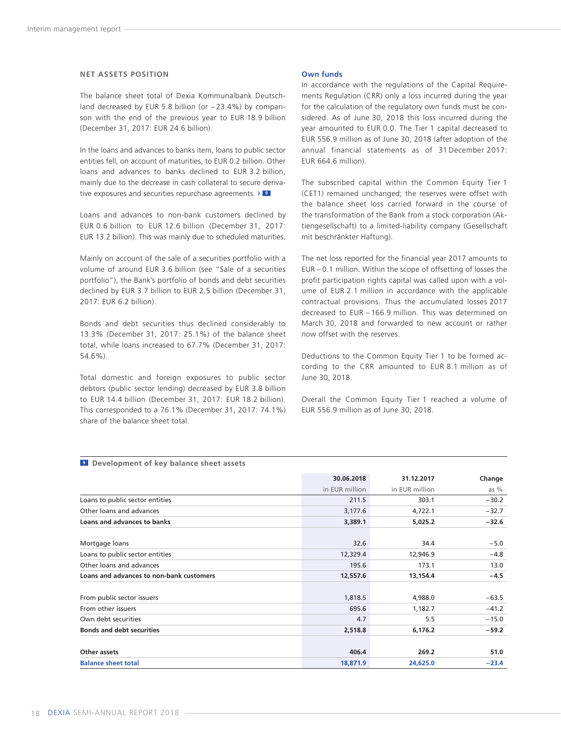## NET ASSETS POSITION

The balance sheet total of Dexia Kommunalbank Deutschland decreased by EUR 5.8 billion (or –23.4%) by comparison with the end of the previous year to EUR 18.9 billion (December 31, 2017: EUR 24.6 billion).

In the loans and advances to banks item, loans to public sector entities fell, on account of maturities, to EUR 0.2 billion. Other loans and advances to banks declined to EUR 3.2 billion, mainly due to the decrease in cash collateral to secure derivative exposures and securities repurchase agreements. › 9

Loans and advances to non-bank customers declined by EUR 0.6 billion to EUR 12.6 billion (December 31, 2017: EUR 13.2 billion). This was mainly due to scheduled maturities.

Mainly on account of the sale of a securities portfolio with a volume of around EUR 3.6 billion (see "Sale of a securities portfolio"), the Bank's portfolio of bonds and debt securities declined by EUR 3.7 billion to EUR 2.5 billion (December 31, 2017: EUR 6.2 billion).

Bonds and debt securities thus declined considerably to 13.3% (December 31, 2017: 25.1%) of the balance sheet total, while loans increased to 67.7% (December 31, 2017: 54.6%).

Total domestic and foreign exposures to public sector debtors (public sector lending) decreased by EUR 3.8 billion to EUR 14.4 billion (December 31, 2017: EUR 18.2 billion). This corresponded to a 76.1% (December 31, 2017: 74.1%) share of the balance sheet total.

### Own funds

In accordance with the regulations of the Capital Requirements Regulation (CRR) only a loss incurred during the year for the calculation of the regulatory own funds must be considered. As of June 30, 2018 this loss incurred during the year amounted to EUR 0.0. The Tier 1 capital decreased to EUR 556.9 million as of June 30, 2018 (after adoption of the annual financial statements as of 31 December 2017: EUR 664.6 million).

The subscribed capital within the Common Equity Tier 1 (CET1) remained unchanged; the reserves were offset with the balance sheet loss carried forward in the course of the transformation of the Bank from a stock corporation (Aktiengesellschaft) to a limited-liability company (Gesellschaft mit beschränkter Haftung).

The net loss reported for the financial year 2017 amounts to EUR –0.1 million. Within the scope of offsetting of losses the profit participation rights capital was called upon with a volume of EUR 2.1 million in accordance with the applicable contractual provisions. Thus the accumulated losses 2017 decreased to EUR –166.9 million. This was determined on March 30, 2018 and forwarded to new account or rather now offset with the reserves.

Deductions to the Common Equity Tier 1 to be formed according to the CRR amounted to EUR 8.1 million as of June 30, 2018.

Overall the Common Equity Tier 1 reached a volume of EUR 556.9 million as of June 30, 2018.

**9 Development of key balance sheet assets**

| | 30.06.2018 | 31.12.2017 | Change |
|---|---|---|---|
| | in EUR million | in EUR million | as % |
| Loans to public sector entities | 211.5 | 303.1 | –30.2 |
| Other loans and advances | 3,177.6 | 4,722.1 | –32.7 |
| **Loans and advances to banks** | **3,389.1** | **5,025.2** | **–32.6** |
| | | | |
| Mortgage loans | 32.6 | 34.4 | –5.0 |
| Loans to public sector entities | 12,329.4 | 12,946.9 | –4.8 |
| Other loans and advances | 195.6 | 173.1 | 13.0 |
| **Loans and advances to non-bank customers** | **12,557.6** | **13,154.4** | **–4.5** |
| | | | |
| From public sector issuers | 1,818.5 | 4,988.0 | –63.5 |
| From other issuers | 695.6 | 1,182.7 | –41.2 |
| Own debt securities | 4.7 | 5.5 | –15.0 |
| **Bonds and debt securities** | **2,518.8** | **6,176.2** | **–59.2** |
| | | | |
| **Other assets** | **406.4** | **269.2** | **51.0** |
| **Balance sheet total** | **18,871.9** | **24,625.0** | **–23.4** |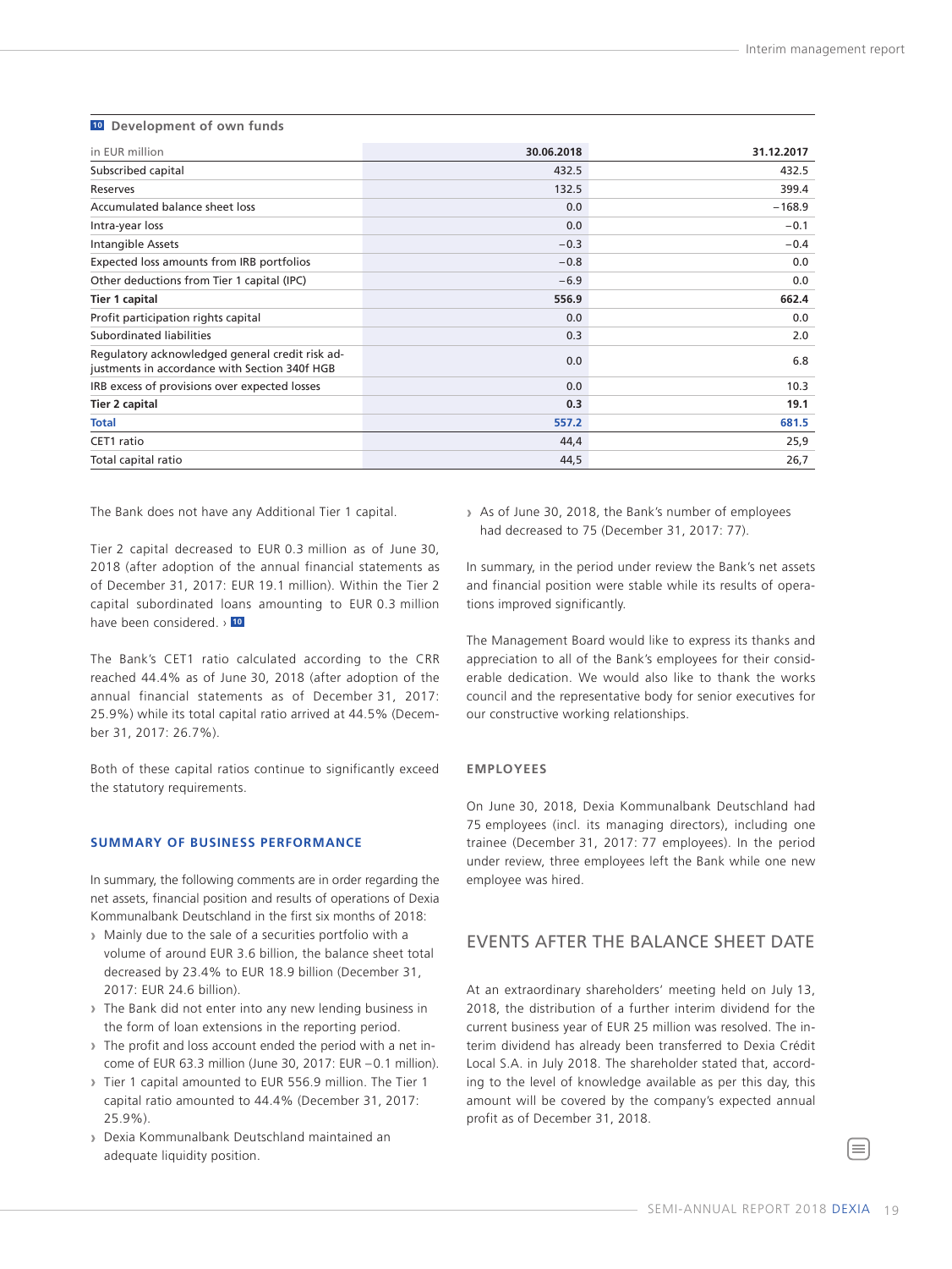**10 Development of own funds**

| in EUR million | 30.06.2018 | 31.12.2017 |
|---|---|---|
| Subscribed capital | 432.5 | 432.5 |
| Reserves | 132.5 | 399.4 |
| Accumulated balance sheet loss | 0.0 | – 168.9 |
| Intra-year loss | 0.0 | – 0.1 |
| Intangible Assets | – 0.3 | – 0.4 |
| Expected loss amounts from IRB portfolios | – 0.8 | 0.0 |
| Other deductions from Tier 1 capital (IPC) | – 6.9 | 0.0 |
| **Tier 1 capital** | **556.9** | **662.4** |
| Profit participation rights capital | 0.0 | 0.0 |
| Subordinated liabilities | 0.3 | 2.0 |
| Regulatory acknowledged general credit risk adjustments in accordance with Section 340f HGB | 0.0 | 6.8 |
| IRB excess of provisions over expected losses | 0.0 | 10.3 |
| **Tier 2 capital** | **0.3** | **19.1** |
| **Total** | **557.2** | **681.5** |
| CET1 ratio | 44,4 | 25,9 |
| Total capital ratio | 44,5 | 26,7 |

The Bank does not have any Additional Tier 1 capital.

Tier 2 capital decreased to EUR 0.3 million as of June 30, 2018 (after adoption of the annual financial statements as of December 31, 2017: EUR 19.1 million). Within the Tier 2 capital subordinated loans amounting to EUR 0.3 million have been considered. › 10

The Bank's CET1 ratio calculated according to the CRR reached 44.4% as of June 30, 2018 (after adoption of the annual financial statements as of December 31, 2017: 25.9%) while its total capital ratio arrived at 44.5% (December 31, 2017: 26.7%).

Both of these capital ratios continue to significantly exceed the statutory requirements.

## SUMMARY OF BUSINESS PERFORMANCE

In summary, the following comments are in order regarding the net assets, financial position and results of operations of Dexia Kommunalbank Deutschland in the first six months of 2018:

- Mainly due to the sale of a securities portfolio with a volume of around EUR 3.6 billion, the balance sheet total decreased by 23.4% to EUR 18.9 billion (December 31, 2017: EUR 24.6 billion).
- The Bank did not enter into any new lending business in the form of loan extensions in the reporting period.
- The profit and loss account ended the period with a net income of EUR 63.3 million (June 30, 2017: EUR – 0.1 million).
- Tier 1 capital amounted to EUR 556.9 million. The Tier 1 capital ratio amounted to 44.4% (December 31, 2017: 25.9%).
- Dexia Kommunalbank Deutschland maintained an adequate liquidity position.
- As of June 30, 2018, the Bank's number of employees had decreased to 75 (December 31, 2017: 77).

In summary, in the period under review the Bank's net assets and financial position were stable while its results of operations improved significantly.

The Management Board would like to express its thanks and appreciation to all of the Bank's employees for their considerable dedication. We would also like to thank the works council and the representative body for senior executives for our constructive working relationships.

## EMPLOYEES

On June 30, 2018, Dexia Kommunalbank Deutschland had 75 employees (incl. its managing directors), including one trainee (December 31, 2017: 77 employees). In the period under review, three employees left the Bank while one new employee was hired.

# EVENTS AFTER THE BALANCE SHEET DATE

At an extraordinary shareholders' meeting held on July 13, 2018, the distribution of a further interim dividend for the current business year of EUR 25 million was resolved. The interim dividend has already been transferred to Dexia Crédit Local S.A. in July 2018. The shareholder stated that, according to the level of knowledge available as per this day, this amount will be covered by the company's expected annual profit as of December 31, 2018.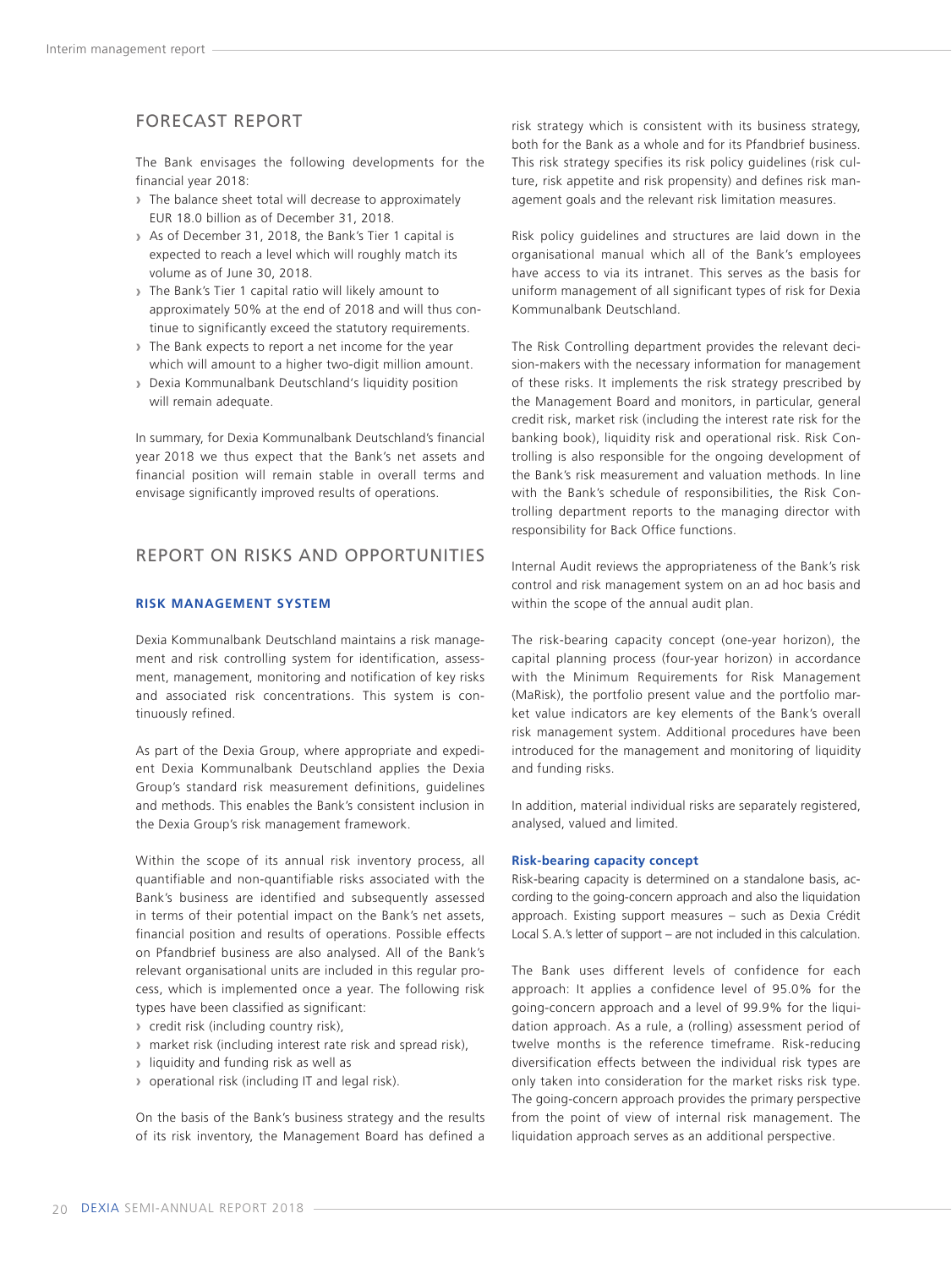## FORECAST REPORT

The Bank envisages the following developments for the financial year 2018:

- The balance sheet total will decrease to approximately EUR 18.0 billion as of December 31, 2018.
- As of December 31, 2018, the Bank's Tier 1 capital is expected to reach a level which will roughly match its volume as of June 30, 2018.
- The Bank's Tier 1 capital ratio will likely amount to approximately 50% at the end of 2018 and will thus continue to significantly exceed the statutory requirements.
- The Bank expects to report a net income for the year which will amount to a higher two-digit million amount.
- Dexia Kommunalbank Deutschland's liquidity position will remain adequate.

In summary, for Dexia Kommunalbank Deutschland's financial year 2018 we thus expect that the Bank's net assets and financial position will remain stable in overall terms and envisage significantly improved results of operations.

## REPORT ON RISKS AND OPPORTUNITIES

### RISK MANAGEMENT SYSTEM

Dexia Kommunalbank Deutschland maintains a risk management and risk controlling system for identification, assessment, management, monitoring and notification of key risks and associated risk concentrations. This system is continuously refined.

As part of the Dexia Group, where appropriate and expedient Dexia Kommunalbank Deutschland applies the Dexia Group's standard risk measurement definitions, guidelines and methods. This enables the Bank's consistent inclusion in the Dexia Group's risk management framework.

Within the scope of its annual risk inventory process, all quantifiable and non-quantifiable risks associated with the Bank's business are identified and subsequently assessed in terms of their potential impact on the Bank's net assets, financial position and results of operations. Possible effects on Pfandbrief business are also analysed. All of the Bank's relevant organisational units are included in this regular process, which is implemented once a year. The following risk types have been classified as significant:

- credit risk (including country risk),
- market risk (including interest rate risk and spread risk),
- liquidity and funding risk as well as
- operational risk (including IT and legal risk).

On the basis of the Bank's business strategy and the results of its risk inventory, the Management Board has defined a risk strategy which is consistent with its business strategy, both for the Bank as a whole and for its Pfandbrief business. This risk strategy specifies its risk policy guidelines (risk culture, risk appetite and risk propensity) and defines risk management goals and the relevant risk limitation measures.

Risk policy guidelines and structures are laid down in the organisational manual which all of the Bank's employees have access to via its intranet. This serves as the basis for uniform management of all significant types of risk for Dexia Kommunalbank Deutschland.

The Risk Controlling department provides the relevant decision-makers with the necessary information for management of these risks. It implements the risk strategy prescribed by the Management Board and monitors, in particular, general credit risk, market risk (including the interest rate risk for the banking book), liquidity risk and operational risk. Risk Controlling is also responsible for the ongoing development of the Bank's risk measurement and valuation methods. In line with the Bank's schedule of responsibilities, the Risk Controlling department reports to the managing director with responsibility for Back Office functions.

Internal Audit reviews the appropriateness of the Bank's risk control and risk management system on an ad hoc basis and within the scope of the annual audit plan.

The risk-bearing capacity concept (one-year horizon), the capital planning process (four-year horizon) in accordance with the Minimum Requirements for Risk Management (MaRisk), the portfolio present value and the portfolio market value indicators are key elements of the Bank's overall risk management system. Additional procedures have been introduced for the management and monitoring of liquidity and funding risks.

In addition, material individual risks are separately registered, analysed, valued and limited.

#### Risk-bearing capacity concept

Risk-bearing capacity is determined on a standalone basis, according to the going-concern approach and also the liquidation approach. Existing support measures – such as Dexia Crédit Local S.A.'s letter of support – are not included in this calculation.

The Bank uses different levels of confidence for each approach: It applies a confidence level of 95.0% for the going-concern approach and a level of 99.9% for the liquidation approach. As a rule, a (rolling) assessment period of twelve months is the reference timeframe. Risk-reducing diversification effects between the individual risk types are only taken into consideration for the market risks risk type. The going-concern approach provides the primary perspective from the point of view of internal risk management. The liquidation approach serves as an additional perspective.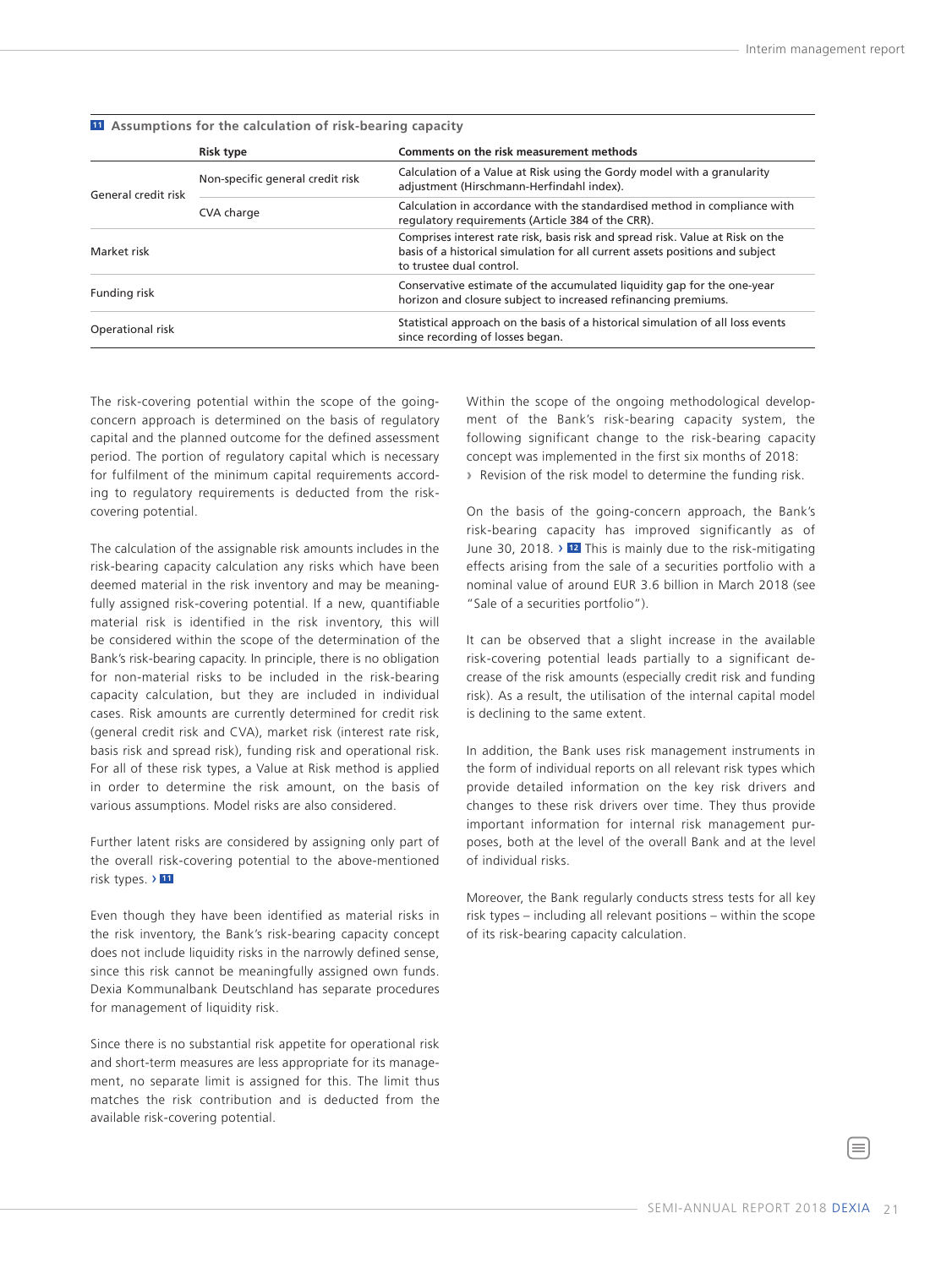**11 Assumptions for the calculation of risk-bearing capacity**

| | Risk type | Comments on the risk measurement methods |
|---|---|---|
| General credit risk | Non-specific general credit risk | Calculation of a Value at Risk using the Gordy model with a granularity adjustment (Hirschmann-Herfindahl index). |
| | CVA charge | Calculation in accordance with the standardised method in compliance with regulatory requirements (Article 384 of the CRR). |
| Market risk | | Comprises interest rate risk, basis risk and spread risk. Value at Risk on the basis of a historical simulation for all current assets positions and subject to trustee dual control. |
| Funding risk | | Conservative estimate of the accumulated liquidity gap for the one-year horizon and closure subject to increased refinancing premiums. |
| Operational risk | | Statistical approach on the basis of a historical simulation of all loss events since recording of losses began. |

The risk-covering potential within the scope of the going-concern approach is determined on the basis of regulatory capital and the planned outcome for the defined assessment period. The portion of regulatory capital which is necessary for fulfilment of the minimum capital requirements according to regulatory requirements is deducted from the risk-covering potential.

The calculation of the assignable risk amounts includes in the risk-bearing capacity calculation any risks which have been deemed material in the risk inventory and may be meaningfully assigned risk-covering potential. If a new, quantifiable material risk is identified in the risk inventory, this will be considered within the scope of the determination of the Bank's risk-bearing capacity. In principle, there is no obligation for non-material risks to be included in the risk-bearing capacity calculation, but they are included in individual cases. Risk amounts are currently determined for credit risk (general credit risk and CVA), market risk (interest rate risk, basis risk and spread risk), funding risk and operational risk. For all of these risk types, a Value at Risk method is applied in order to determine the risk amount, on the basis of various assumptions. Model risks are also considered.

Further latent risks are considered by assigning only part of the overall risk-covering potential to the above-mentioned risk types. › 11

Even though they have been identified as material risks in the risk inventory, the Bank's risk-bearing capacity concept does not include liquidity risks in the narrowly defined sense, since this risk cannot be meaningfully assigned own funds. Dexia Kommunalbank Deutschland has separate procedures for management of liquidity risk.

Since there is no substantial risk appetite for operational risk and short-term measures are less appropriate for its management, no separate limit is assigned for this. The limit thus matches the risk contribution and is deducted from the available risk-covering potential.

Within the scope of the ongoing methodological development of the Bank's risk-bearing capacity system, the following significant change to the risk-bearing capacity concept was implemented in the first six months of 2018:

› Revision of the risk model to determine the funding risk.

On the basis of the going-concern approach, the Bank's risk-bearing capacity has improved significantly as of June 30, 2018. › 12 This is mainly due to the risk-mitigating effects arising from the sale of a securities portfolio with a nominal value of around EUR 3.6 billion in March 2018 (see "Sale of a securities portfolio").

It can be observed that a slight increase in the available risk-covering potential leads partially to a significant decrease of the risk amounts (especially credit risk and funding risk). As a result, the utilisation of the internal capital model is declining to the same extent.

In addition, the Bank uses risk management instruments in the form of individual reports on all relevant risk types which provide detailed information on the key risk drivers and changes to these risk drivers over time. They thus provide important information for internal risk management purposes, both at the level of the overall Bank and at the level of individual risks.

Moreover, the Bank regularly conducts stress tests for all key risk types – including all relevant positions – within the scope of its risk-bearing capacity calculation.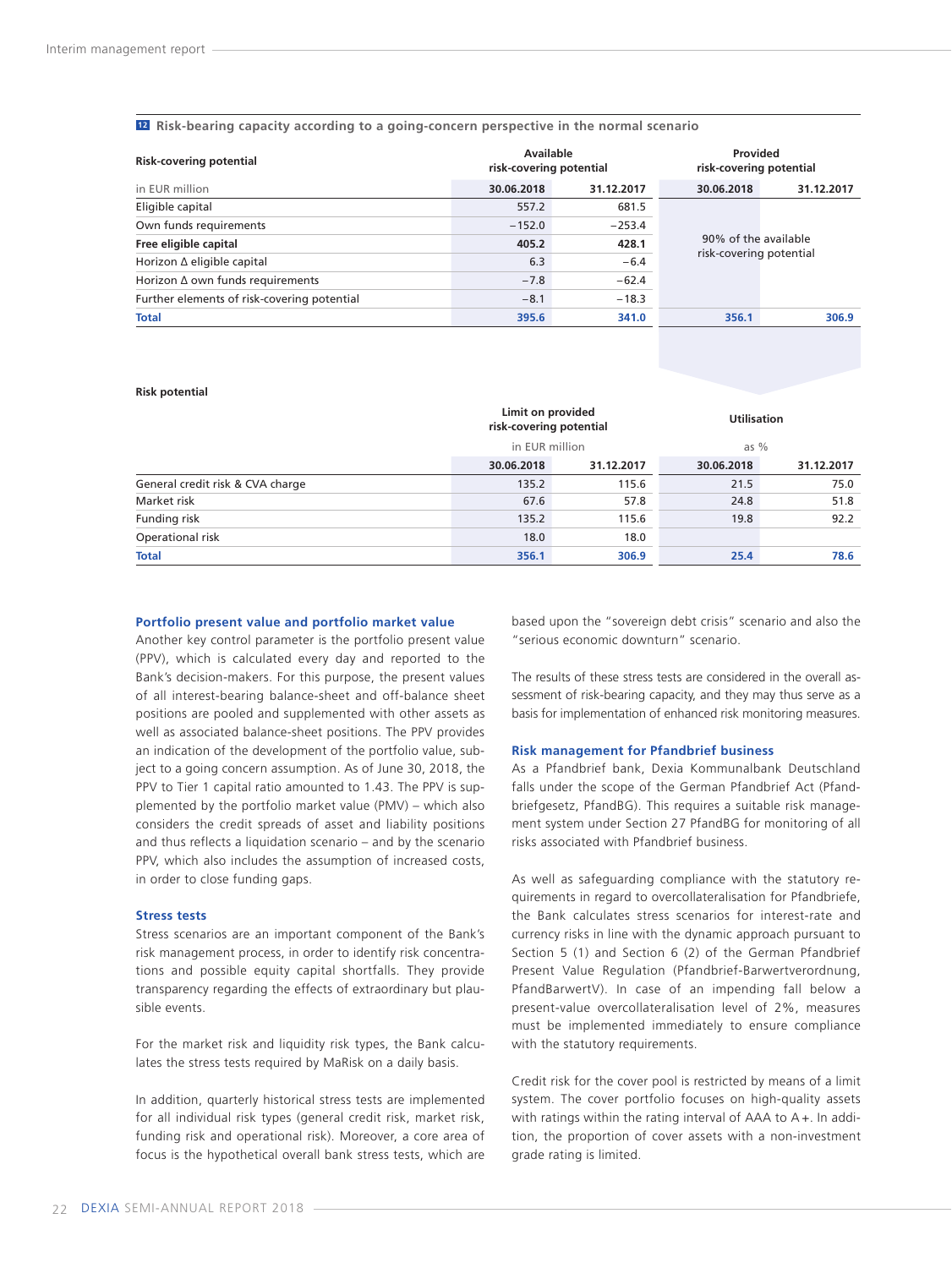**12 Risk-bearing capacity according to a going-concern perspective in the normal scenario**

| Risk-covering potential | Available risk-covering potential | | Provided risk-covering potential | |
|---|---|---|---|---|
| in EUR million | 30.06.2018 | 31.12.2017 | 30.06.2018 | 31.12.2017 |
| Eligible capital | 557.2 | 681.5 | 90% of the available risk-covering potential | |
| Own funds requirements | −152.0 | −253.4 | | |
| **Free eligible capital** | **405.2** | **428.1** | | |
| Horizon Δ eligible capital | 6.3 | −6.4 | | |
| Horizon Δ own funds requirements | −7.8 | −62.4 | | |
| Further elements of risk-covering potential | −8.1 | −18.3 | | |
| **Total** | **395.6** | **341.0** | **356.1** | **306.9** |

**Risk potential**

| | Limit on provided risk-covering potential | | Utilisation | |
|---|---|---|---|---|
| | in EUR million | | as % | |
| | 30.06.2018 | 31.12.2017 | 30.06.2018 | 31.12.2017 |
| General credit risk & CVA charge | 135.2 | 115.6 | 21.5 | 75.0 |
| Market risk | 67.6 | 57.8 | 24.8 | 51.8 |
| Funding risk | 135.2 | 115.6 | 19.8 | 92.2 |
| Operational risk | 18.0 | 18.0 | | |
| **Total** | **356.1** | **306.9** | **25.4** | **78.6** |

### Portfolio present value and portfolio market value

Another key control parameter is the portfolio present value (PPV), which is calculated every day and reported to the Bank's decision-makers. For this purpose, the present values of all interest-bearing balance-sheet and off-balance sheet positions are pooled and supplemented with other assets as well as associated balance-sheet positions. The PPV provides an indication of the development of the portfolio value, subject to a going concern assumption. As of June 30, 2018, the PPV to Tier 1 capital ratio amounted to 1.43. The PPV is supplemented by the portfolio market value (PMV) – which also considers the credit spreads of asset and liability positions and thus reflects a liquidation scenario – and by the scenario PPV, which also includes the assumption of increased costs, in order to close funding gaps.

### Stress tests

Stress scenarios are an important component of the Bank's risk management process, in order to identify risk concentrations and possible equity capital shortfalls. They provide transparency regarding the effects of extraordinary but plausible events.

For the market risk and liquidity risk types, the Bank calculates the stress tests required by MaRisk on a daily basis.

In addition, quarterly historical stress tests are implemented for all individual risk types (general credit risk, market risk, funding risk and operational risk). Moreover, a core area of focus is the hypothetical overall bank stress tests, which are based upon the "sovereign debt crisis" scenario and also the "serious economic downturn" scenario.

The results of these stress tests are considered in the overall assessment of risk-bearing capacity, and they may thus serve as a basis for implementation of enhanced risk monitoring measures.

### Risk management for Pfandbrief business

As a Pfandbrief bank, Dexia Kommunalbank Deutschland falls under the scope of the German Pfandbrief Act (Pfandbriefgesetz, PfandBG). This requires a suitable risk management system under Section 27 PfandBG for monitoring of all risks associated with Pfandbrief business.

As well as safeguarding compliance with the statutory requirements in regard to overcollateralisation for Pfandbriefe, the Bank calculates stress scenarios for interest-rate and currency risks in line with the dynamic approach pursuant to Section 5 (1) and Section 6 (2) of the German Pfandbrief Present Value Regulation (Pfandbrief-Barwertverordnung, PfandBarwertV). In case of an impending fall below a present-value overcollateralisation level of 2%, measures must be implemented immediately to ensure compliance with the statutory requirements.

Credit risk for the cover pool is restricted by means of a limit system. The cover portfolio focuses on high-quality assets with ratings within the rating interval of AAA to A+. In addition, the proportion of cover assets with a non-investment grade rating is limited.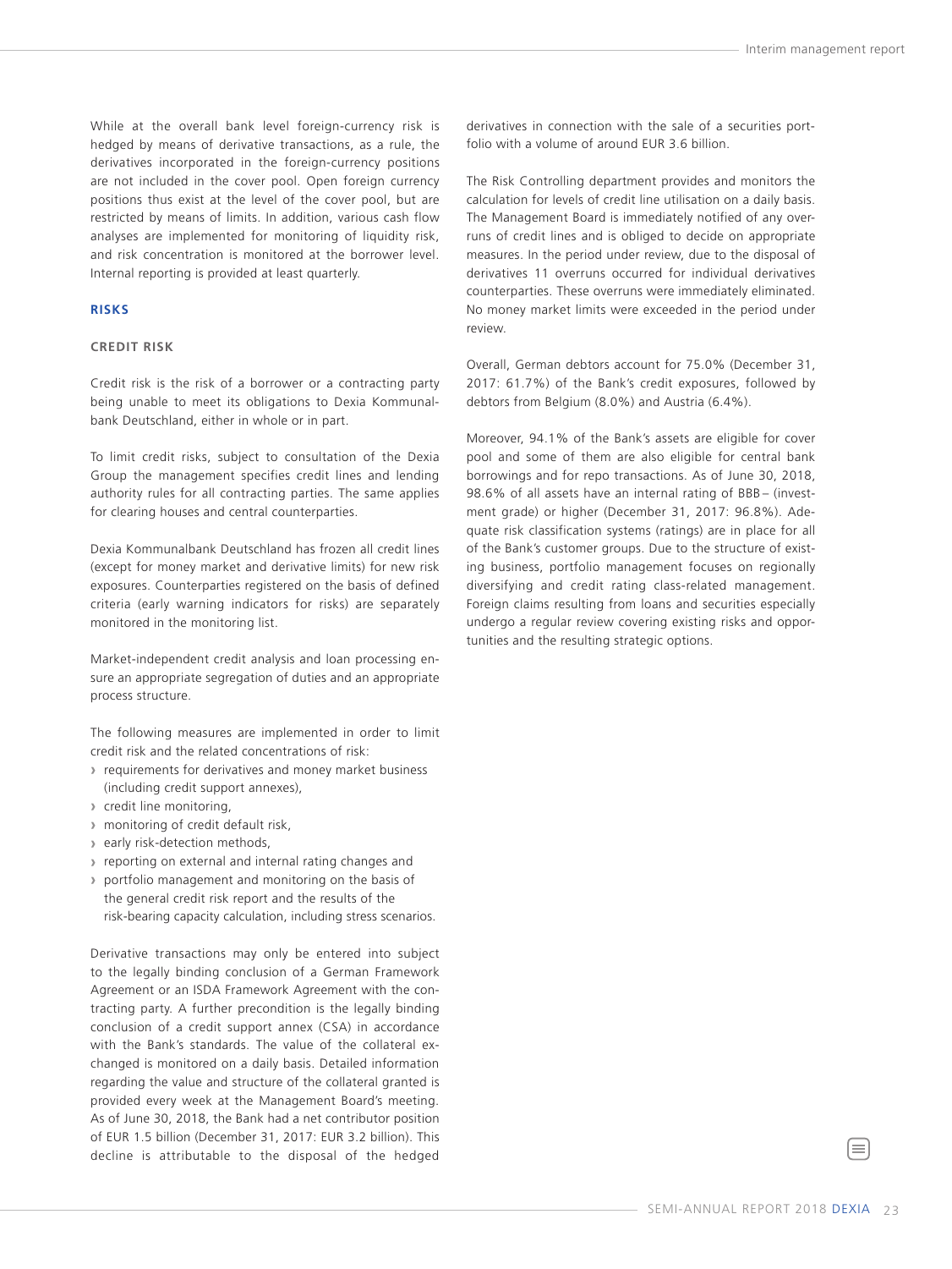While at the overall bank level foreign-currency risk is hedged by means of derivative transactions, as a rule, the derivatives incorporated in the foreign-currency positions are not included in the cover pool. Open foreign currency positions thus exist at the level of the cover pool, but are restricted by means of limits. In addition, various cash flow analyses are implemented for monitoring of liquidity risk, and risk concentration is monitored at the borrower level. Internal reporting is provided at least quarterly.

## RISKS

### CREDIT RISK

Credit risk is the risk of a borrower or a contracting party being unable to meet its obligations to Dexia Kommunalbank Deutschland, either in whole or in part.

To limit credit risks, subject to consultation of the Dexia Group the management specifies credit lines and lending authority rules for all contracting parties. The same applies for clearing houses and central counterparties.

Dexia Kommunalbank Deutschland has frozen all credit lines (except for money market and derivative limits) for new risk exposures. Counterparties registered on the basis of defined criteria (early warning indicators for risks) are separately monitored in the monitoring list.

Market-independent credit analysis and loan processing ensure an appropriate segregation of duties and an appropriate process structure.

The following measures are implemented in order to limit credit risk and the related concentrations of risk:

- requirements for derivatives and money market business (including credit support annexes),
- credit line monitoring,
- monitoring of credit default risk,
- early risk-detection methods,
- reporting on external and internal rating changes and
- portfolio management and monitoring on the basis of the general credit risk report and the results of the risk-bearing capacity calculation, including stress scenarios.

Derivative transactions may only be entered into subject to the legally binding conclusion of a German Framework Agreement or an ISDA Framework Agreement with the contracting party. A further precondition is the legally binding conclusion of a credit support annex (CSA) in accordance with the Bank's standards. The value of the collateral exchanged is monitored on a daily basis. Detailed information regarding the value and structure of the collateral granted is provided every week at the Management Board's meeting. As of June 30, 2018, the Bank had a net contributor position of EUR 1.5 billion (December 31, 2017: EUR 3.2 billion). This decline is attributable to the disposal of the hedged derivatives in connection with the sale of a securities portfolio with a volume of around EUR 3.6 billion.

The Risk Controlling department provides and monitors the calculation for levels of credit line utilisation on a daily basis. The Management Board is immediately notified of any overruns of credit lines and is obliged to decide on appropriate measures. In the period under review, due to the disposal of derivatives 11 overruns occurred for individual derivatives counterparties. These overruns were immediately eliminated. No money market limits were exceeded in the period under review.

Overall, German debtors account for 75.0% (December 31, 2017: 61.7%) of the Bank's credit exposures, followed by debtors from Belgium (8.0%) and Austria (6.4%).

Moreover, 94.1% of the Bank's assets are eligible for cover pool and some of them are also eligible for central bank borrowings and for repo transactions. As of June 30, 2018, 98.6% of all assets have an internal rating of BBB– (investment grade) or higher (December 31, 2017: 96.8%). Adequate risk classification systems (ratings) are in place for all of the Bank's customer groups. Due to the structure of existing business, portfolio management focuses on regionally diversifying and credit rating class-related management. Foreign claims resulting from loans and securities especially undergo a regular review covering existing risks and opportunities and the resulting strategic options.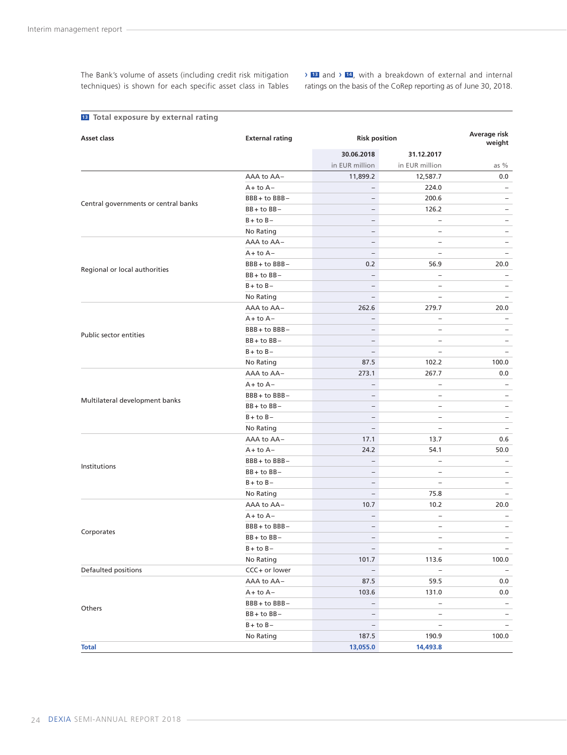The Bank's volume of assets (including credit risk mitigation techniques) is shown for each specific asset class in Tables › 13 and › 14, with a breakdown of external and internal ratings on the basis of the CoRep reporting as of June 30, 2018.

### 13 Total exposure by external rating

| Asset class | External rating | Risk position | | Average risk weight |
|---|---|---|---|---|
| | | 30.06.2018 | 31.12.2017 | |
| | | in EUR million | in EUR million | as % |
| Central governments or central banks | AAA to AA– | 11,899.2 | 12,587.7 | 0.0 |
| | A+ to A– | – | 224.0 | – |
| | BBB+ to BBB– | – | 200.6 | – |
| | BB+ to BB– | – | 126.2 | – |
| | B+ to B– | – | – | – |
| | No Rating | – | – | – |
| Regional or local authorities | AAA to AA– | – | – | – |
| | A+ to A– | – | – | – |
| | BBB+ to BBB– | 0.2 | 56.9 | 20.0 |
| | BB+ to BB– | – | – | – |
| | B+ to B– | – | – | – |
| | No Rating | – | – | – |
| Public sector entities | AAA to AA– | 262.6 | 279.7 | 20.0 |
| | A+ to A– | – | – | – |
| | BBB+ to BBB– | – | – | – |
| | BB+ to BB– | – | – | – |
| | B+ to B– | – | – | – |
| | No Rating | 87.5 | 102.2 | 100.0 |
| Multilateral development banks | AAA to AA– | 273.1 | 267.7 | 0.0 |
| | A+ to A– | – | – | – |
| | BBB+ to BBB– | – | – | – |
| | BB+ to BB– | – | – | – |
| | B+ to B– | – | – | – |
| | No Rating | – | – | – |
| Institutions | AAA to AA– | 17.1 | 13.7 | 0.6 |
| | A+ to A– | 24.2 | 54.1 | 50.0 |
| | BBB+ to BBB– | – | – | – |
| | BB+ to BB– | – | – | – |
| | B+ to B– | – | – | – |
| | No Rating | – | 75.8 | – |
| Corporates | AAA to AA– | 10.7 | 10.2 | 20.0 |
| | A+ to A– | – | – | – |
| | BBB+ to BBB– | – | – | – |
| | BB+ to BB– | – | – | – |
| | B+ to B– | – | – | – |
| | No Rating | 101.7 | 113.6 | 100.0 |
| Defaulted positions | CCC+ or lower | – | – | – |
| Others | AAA to AA– | 87.5 | 59.5 | 0.0 |
| | A+ to A– | 103.6 | 131.0 | 0.0 |
| | BBB+ to BBB– | – | – | – |
| | BB+ to BB– | – | – | – |
| | B+ to B– | – | – | – |
| | No Rating | 187.5 | 190.9 | 100.0 |
| **Total** | | **13,055.0** | **14,493.8** | |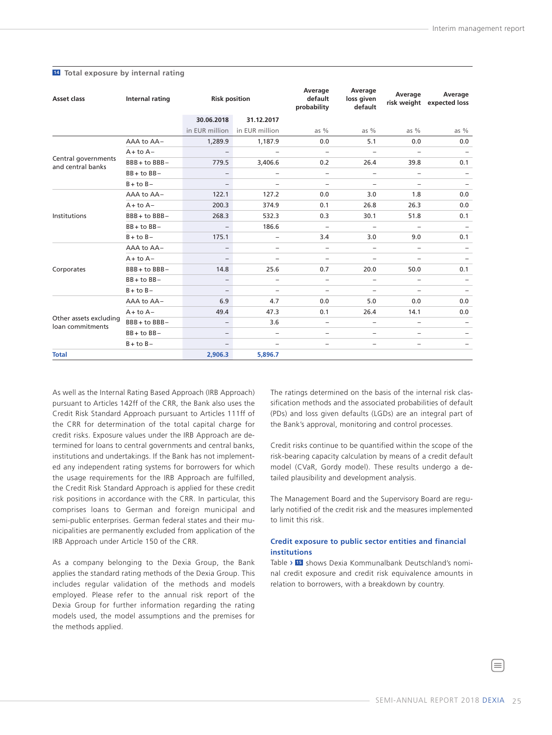**14 Total exposure by internal rating**

| Asset class | Internal rating | Risk position | | Average default probability | Average loss given default | Average risk weight | Average expected loss |
|---|---|---|---|---|---|---|---|
| | | 30.06.2018 | 31.12.2017 | | | | |
| | | in EUR million | in EUR million | as % | as % | as % | as % |
| Central governments and central banks | AAA to AA– | 1,289.9 | 1,187.9 | 0.0 | 5.1 | 0.0 | 0.0 |
| | A+ to A– | – | – | – | – | – | – |
| | BBB+ to BBB– | 779.5 | 3,406.6 | 0.2 | 26.4 | 39.8 | 0.1 |
| | BB+ to BB– | – | – | – | – | – | – |
| | B+ to B– | – | – | – | – | – | – |
| Institutions | AAA to AA– | 122.1 | 127.2 | 0.0 | 3.0 | 1.8 | 0.0 |
| | A+ to A– | 200.3 | 374.9 | 0.1 | 26.8 | 26.3 | 0.0 |
| | BBB+ to BBB– | 268.3 | 532.3 | 0.3 | 30.1 | 51.8 | 0.1 |
| | BB+ to BB– | – | 186.6 | – | – | – | – |
| | B+ to B– | 175.1 | – | 3.4 | 3.0 | 9.0 | 0.1 |
| Corporates | AAA to AA– | – | – | – | – | – | – |
| | A+ to A– | – | – | – | – | – | – |
| | BBB+ to BBB– | 14.8 | 25.6 | 0.7 | 20.0 | 50.0 | 0.1 |
| | BB+ to BB– | – | – | – | – | – | – |
| | B+ to B– | – | – | – | – | – | – |
| Other assets excluding loan commitments | AAA to AA– | 6.9 | 4.7 | 0.0 | 5.0 | 0.0 | 0.0 |
| | A+ to A– | 49.4 | 47.3 | 0.1 | 26.4 | 14.1 | 0.0 |
| | BBB+ to BBB– | – | 3.6 | – | – | – | – |
| | BB+ to BB– | – | – | – | – | – | – |
| | B+ to B– | – | – | – | – | – | – |
| **Total** | | **2,906.3** | **5,896.7** | | | | |

As well as the Internal Rating Based Approach (IRB Approach) pursuant to Articles 142ff of the CRR, the Bank also uses the Credit Risk Standard Approach pursuant to Articles 111ff of the CRR for determination of the total capital charge for credit risks. Exposure values under the IRB Approach are determined for loans to central governments and central banks, institutions and undertakings. If the Bank has not implemented any independent rating systems for borrowers for which the usage requirements for the IRB Approach are fulfilled, the Credit Risk Standard Approach is applied for these credit risk positions in accordance with the CRR. In particular, this comprises loans to German and foreign municipal and semi-public enterprises. German federal states and their municipalities are permanently excluded from application of the IRB Approach under Article 150 of the CRR.

As a company belonging to the Dexia Group, the Bank applies the standard rating methods of the Dexia Group. This includes regular validation of the methods and models employed. Please refer to the annual risk report of the Dexia Group for further information regarding the rating models used, the model assumptions and the premises for the methods applied.

The ratings determined on the basis of the internal risk classification methods and the associated probabilities of default (PDs) and loss given defaults (LGDs) are an integral part of the Bank's approval, monitoring and control processes.

Credit risks continue to be quantified within the scope of the risk-bearing capacity calculation by means of a credit default model (CVaR, Gordy model). These results undergo a detailed plausibility and development analysis.

The Management Board and the Supervisory Board are regularly notified of the credit risk and the measures implemented to limit this risk.

### Credit exposure to public sector entities and financial institutions

Table › 15 shows Dexia Kommunalbank Deutschland's nominal credit exposure and credit risk equivalence amounts in relation to borrowers, with a breakdown by country.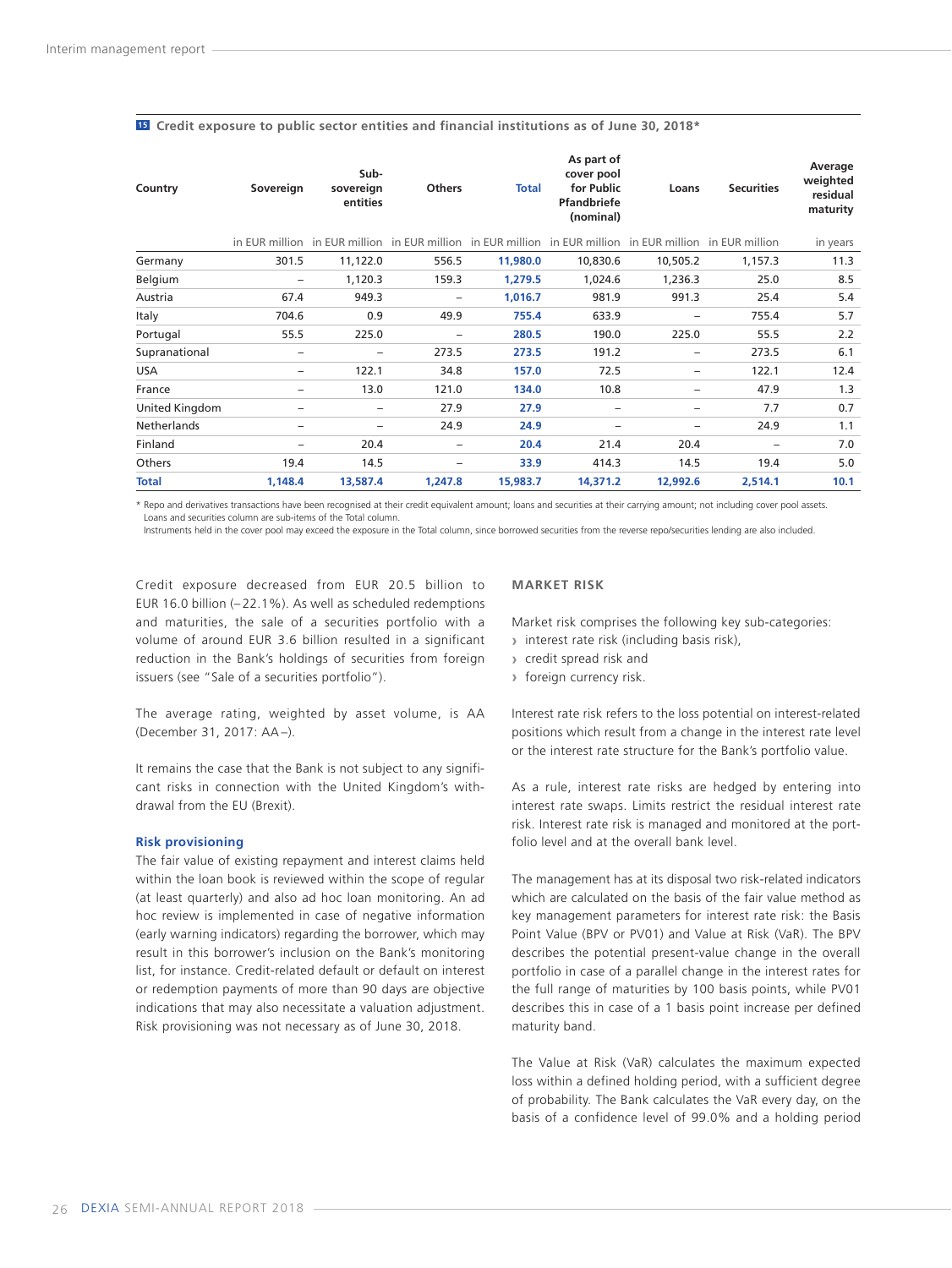**15 Credit exposure to public sector entities and financial institutions as of June 30, 2018***

| Country | Sovereign | Sub-sovereign entities | Others | Total | As part of cover pool for Public Pfandbriefe (nominal) | Loans | Securities | Average weighted residual maturity |
|---|---|---|---|---|---|---|---|---|
| | in EUR million | in EUR million | in EUR million | in EUR million | in EUR million | in EUR million | in EUR million | in years |
| Germany | 301.5 | 11,122.0 | 556.5 | **11,980.0** | 10,830.6 | 10,505.2 | 1,157.3 | 11.3 |
| Belgium | – | 1,120.3 | 159.3 | **1,279.5** | 1,024.6 | 1,236.3 | 25.0 | 8.5 |
| Austria | 67.4 | 949.3 | – | **1,016.7** | 981.9 | 991.3 | 25.4 | 5.4 |
| Italy | 704.6 | 0.9 | 49.9 | **755.4** | 633.9 | – | 755.4 | 5.7 |
| Portugal | 55.5 | 225.0 | – | **280.5** | 190.0 | 225.0 | 55.5 | 2.2 |
| Supranational | – | – | 273.5 | **273.5** | 191.2 | – | 273.5 | 6.1 |
| USA | – | 122.1 | 34.8 | **157.0** | 72.5 | – | 122.1 | 12.4 |
| France | – | 13.0 | 121.0 | **134.0** | 10.8 | – | 47.9 | 1.3 |
| United Kingdom | – | – | 27.9 | **27.9** | – | – | 7.7 | 0.7 |
| Netherlands | – | – | 24.9 | **24.9** | – | – | 24.9 | 1.1 |
| Finland | – | 20.4 | – | **20.4** | 21.4 | 20.4 | – | 7.0 |
| Others | 19.4 | 14.5 | – | **33.9** | 414.3 | 14.5 | 19.4 | 5.0 |
| **Total** | **1,148.4** | **13,587.4** | **1,247.8** | **15,983.7** | **14,371.2** | **12,992.6** | **2,514.1** | **10.1** |

\* Repo and derivatives transactions have been recognised at their credit equivalent amount; loans and securities at their carrying amount; not including cover pool assets. Loans and securities column are sub-items of the Total column.
Instruments held in the cover pool may exceed the exposure in the Total column, since borrowed securities from the reverse repo/securities lending are also included.

Credit exposure decreased from EUR 20.5 billion to EUR 16.0 billion (–22.1%). As well as scheduled redemptions and maturities, the sale of a securities portfolio with a volume of around EUR 3.6 billion resulted in a significant reduction in the Bank's holdings of securities from foreign issuers (see "Sale of a securities portfolio").

The average rating, weighted by asset volume, is AA (December 31, 2017: AA–).

It remains the case that the Bank is not subject to any significant risks in connection with the United Kingdom's withdrawal from the EU (Brexit).

### Risk provisioning

The fair value of existing repayment and interest claims held within the loan book is reviewed within the scope of regular (at least quarterly) and also ad hoc loan monitoring. An ad hoc review is implemented in case of negative information (early warning indicators) regarding the borrower, which may result in this borrower's inclusion on the Bank's monitoring list, for instance. Credit-related default or default on interest or redemption payments of more than 90 days are objective indications that may also necessitate a valuation adjustment. Risk provisioning was not necessary as of June 30, 2018.

## MARKET RISK

Market risk comprises the following key sub-categories:

- interest rate risk (including basis risk),
- credit spread risk and
- foreign currency risk.

Interest rate risk refers to the loss potential on interest-related positions which result from a change in the interest rate level or the interest rate structure for the Bank's portfolio value.

As a rule, interest rate risks are hedged by entering into interest rate swaps. Limits restrict the residual interest rate risk. Interest rate risk is managed and monitored at the portfolio level and at the overall bank level.

The management has at its disposal two risk-related indicators which are calculated on the basis of the fair value method as key management parameters for interest rate risk: the Basis Point Value (BPV or PV01) and Value at Risk (VaR). The BPV describes the potential present-value change in the overall portfolio in case of a parallel change in the interest rates for the full range of maturities by 100 basis points, while PV01 describes this in case of a 1 basis point increase per defined maturity band.

The Value at Risk (VaR) calculates the maximum expected loss within a defined holding period, with a sufficient degree of probability. The Bank calculates the VaR every day, on the basis of a confidence level of 99.0% and a holding period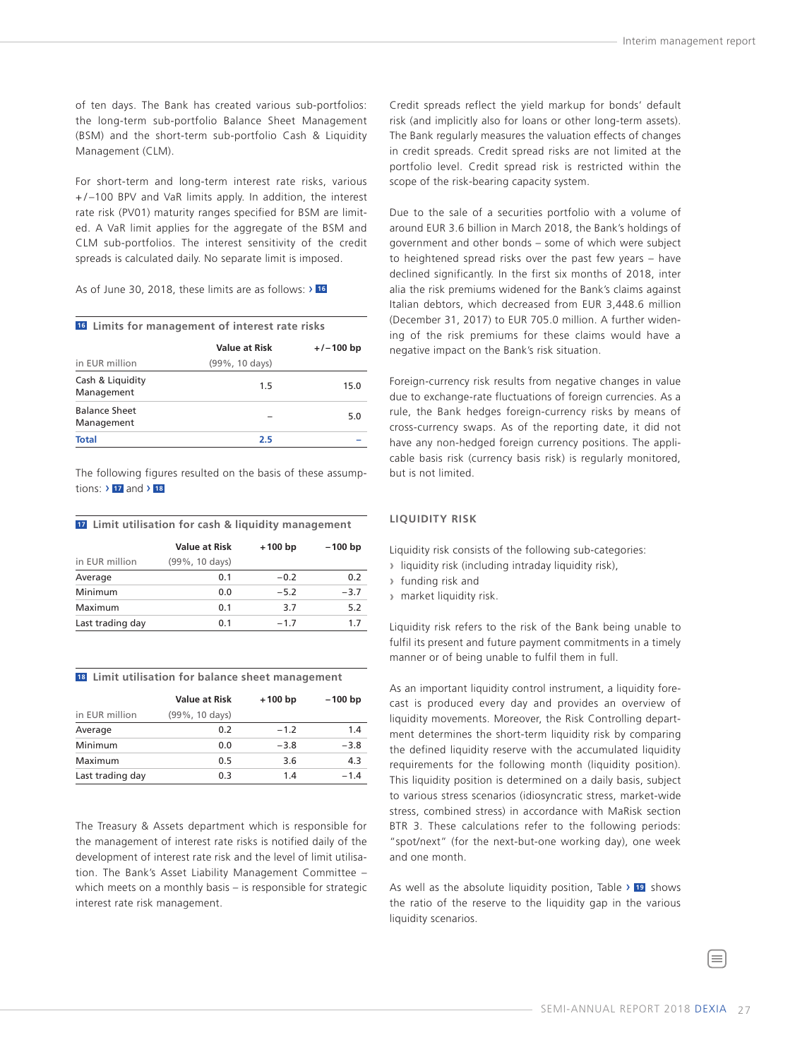of ten days. The Bank has created various sub-portfolios: the long-term sub-portfolio Balance Sheet Management (BSM) and the short-term sub-portfolio Cash & Liquidity Management (CLM).

For short-term and long-term interest rate risks, various +/−100 BPV and VaR limits apply. In addition, the interest rate risk (PV01) maturity ranges specified for BSM are limited. A VaR limit applies for the aggregate of the BSM and CLM sub-portfolios. The interest sensitivity of the credit spreads is calculated daily. No separate limit is imposed.

As of June 30, 2018, these limits are as follows: › 16

**16 Limits for management of interest rate risks**

| in EUR million | Value at Risk (99%, 10 days) | +/−100 bp |
|---|---|---|
| Cash & Liquidity Management | 1.5 | 15.0 |
| Balance Sheet Management | – | 5.0 |
| **Total** | **2.5** | – |

The following figures resulted on the basis of these assumptions: › 17 and › 18

**17 Limit utilisation for cash & liquidity management**

| in EUR million | Value at Risk (99%, 10 days) | +100 bp | −100 bp |
|---|---|---|---|
| Average | 0.1 | −0.2 | 0.2 |
| Minimum | 0.0 | −5.2 | −3.7 |
| Maximum | 0.1 | 3.7 | 5.2 |
| Last trading day | 0.1 | −1.7 | 1.7 |

**18 Limit utilisation for balance sheet management**

| in EUR million | Value at Risk (99%, 10 days) | +100 bp | −100 bp |
|---|---|---|---|
| Average | 0.2 | −1.2 | 1.4 |
| Minimum | 0.0 | −3.8 | −3.8 |
| Maximum | 0.5 | 3.6 | 4.3 |
| Last trading day | 0.3 | 1.4 | −1.4 |

The Treasury & Assets department which is responsible for the management of interest rate risks is notified daily of the development of interest rate risk and the level of limit utilisation. The Bank's Asset Liability Management Committee – which meets on a monthly basis – is responsible for strategic interest rate risk management.

Credit spreads reflect the yield markup for bonds' default risk (and implicitly also for loans or other long-term assets). The Bank regularly measures the valuation effects of changes in credit spreads. Credit spread risks are not limited at the portfolio level. Credit spread risk is restricted within the scope of the risk-bearing capacity system.

Due to the sale of a securities portfolio with a volume of around EUR 3.6 billion in March 2018, the Bank's holdings of government and other bonds – some of which were subject to heightened spread risks over the past few years – have declined significantly. In the first six months of 2018, inter alia the risk premiums widened for the Bank's claims against Italian debtors, which decreased from EUR 3,448.6 million (December 31, 2017) to EUR 705.0 million. A further widening of the risk premiums for these claims would have a negative impact on the Bank's risk situation.

Foreign-currency risk results from negative changes in value due to exchange-rate fluctuations of foreign currencies. As a rule, the Bank hedges foreign-currency risks by means of cross-currency swaps. As of the reporting date, it did not have any non-hedged foreign currency positions. The applicable basis risk (currency basis risk) is regularly monitored, but is not limited.

## LIQUIDITY RISK

Liquidity risk consists of the following sub-categories:
- liquidity risk (including intraday liquidity risk),
- funding risk and
- market liquidity risk.

Liquidity risk refers to the risk of the Bank being unable to fulfil its present and future payment commitments in a timely manner or of being unable to fulfil them in full.

As an important liquidity control instrument, a liquidity forecast is produced every day and provides an overview of liquidity movements. Moreover, the Risk Controlling department determines the short-term liquidity risk by comparing the defined liquidity reserve with the accumulated liquidity requirements for the following month (liquidity position). This liquidity position is determined on a daily basis, subject to various stress scenarios (idiosyncratic stress, market-wide stress, combined stress) in accordance with MaRisk section BTR 3. These calculations refer to the following periods: "spot/next" (for the next-but-one working day), one week and one month.

As well as the absolute liquidity position, Table › 19 shows the ratio of the reserve to the liquidity gap in the various liquidity scenarios.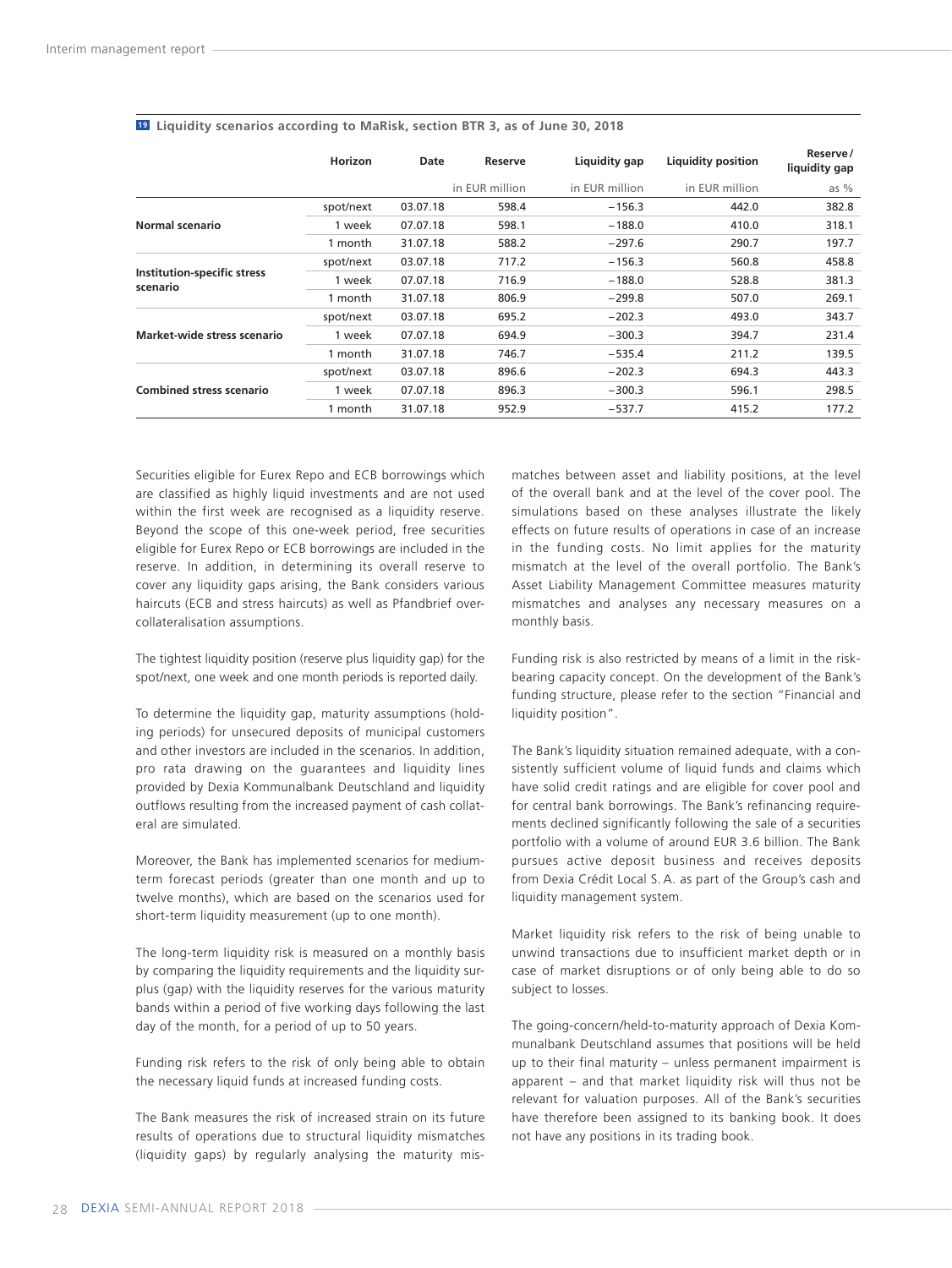**19 Liquidity scenarios according to MaRisk, section BTR 3, as of June 30, 2018**

| | Horizon | Date | Reserve | Liquidity gap | Liquidity position | Reserve / liquidity gap |
|---|---|---|---|---|---|---|
| | | | in EUR million | in EUR million | in EUR million | as % |
| Normal scenario | spot/next | 03.07.18 | 598.4 | −156.3 | 442.0 | 382.8 |
| | 1 week | 07.07.18 | 598.1 | −188.0 | 410.0 | 318.1 |
| | 1 month | 31.07.18 | 588.2 | −297.6 | 290.7 | 197.7 |
| Institution-specific stress scenario | spot/next | 03.07.18 | 717.2 | −156.3 | 560.8 | 458.8 |
| | 1 week | 07.07.18 | 716.9 | −188.0 | 528.8 | 381.3 |
| | 1 month | 31.07.18 | 806.9 | −299.8 | 507.0 | 269.1 |
| Market-wide stress scenario | spot/next | 03.07.18 | 695.2 | −202.3 | 493.0 | 343.7 |
| | 1 week | 07.07.18 | 694.9 | −300.3 | 394.7 | 231.4 |
| | 1 month | 31.07.18 | 746.7 | −535.4 | 211.2 | 139.5 |
| Combined stress scenario | spot/next | 03.07.18 | 896.6 | −202.3 | 694.3 | 443.3 |
| | 1 week | 07.07.18 | 896.3 | −300.3 | 596.1 | 298.5 |
| | 1 month | 31.07.18 | 952.9 | −537.7 | 415.2 | 177.2 |

Securities eligible for Eurex Repo and ECB borrowings which are classified as highly liquid investments and are not used within the first week are recognised as a liquidity reserve. Beyond the scope of this one-week period, free securities eligible for Eurex Repo or ECB borrowings are included in the reserve. In addition, in determining its overall reserve to cover any liquidity gaps arising, the Bank considers various haircuts (ECB and stress haircuts) as well as Pfandbrief over-collateralisation assumptions.

The tightest liquidity position (reserve plus liquidity gap) for the spot/next, one week and one month periods is reported daily.

To determine the liquidity gap, maturity assumptions (holding periods) for unsecured deposits of municipal customers and other investors are included in the scenarios. In addition, pro rata drawing on the guarantees and liquidity lines provided by Dexia Kommunalbank Deutschland and liquidity outflows resulting from the increased payment of cash collateral are simulated.

Moreover, the Bank has implemented scenarios for medium-term forecast periods (greater than one month and up to twelve months), which are based on the scenarios used for short-term liquidity measurement (up to one month).

The long-term liquidity risk is measured on a monthly basis by comparing the liquidity requirements and the liquidity surplus (gap) with the liquidity reserves for the various maturity bands within a period of five working days following the last day of the month, for a period of up to 50 years.

Funding risk refers to the risk of only being able to obtain the necessary liquid funds at increased funding costs.

The Bank measures the risk of increased strain on its future results of operations due to structural liquidity mismatches (liquidity gaps) by regularly analysing the maturity mismatches between asset and liability positions, at the level of the overall bank and at the level of the cover pool. The simulations based on these analyses illustrate the likely effects on future results of operations in case of an increase in the funding costs. No limit applies for the maturity mismatch at the level of the overall portfolio. The Bank's Asset Liability Management Committee measures maturity mismatches and analyses any necessary measures on a monthly basis.

Funding risk is also restricted by means of a limit in the risk-bearing capacity concept. On the development of the Bank's funding structure, please refer to the section "Financial and liquidity position".

The Bank's liquidity situation remained adequate, with a consistently sufficient volume of liquid funds and claims which have solid credit ratings and are eligible for cover pool and for central bank borrowings. The Bank's refinancing requirements declined significantly following the sale of a securities portfolio with a volume of around EUR 3.6 billion. The Bank pursues active deposit business and receives deposits from Dexia Crédit Local S. A. as part of the Group's cash and liquidity management system.

Market liquidity risk refers to the risk of being unable to unwind transactions due to insufficient market depth or in case of market disruptions or of only being able to do so subject to losses.

The going-concern/held-to-maturity approach of Dexia Kommunalbank Deutschland assumes that positions will be held up to their final maturity – unless permanent impairment is apparent – and that market liquidity risk will thus not be relevant for valuation purposes. All of the Bank's securities have therefore been assigned to its banking book. It does not have any positions in its trading book.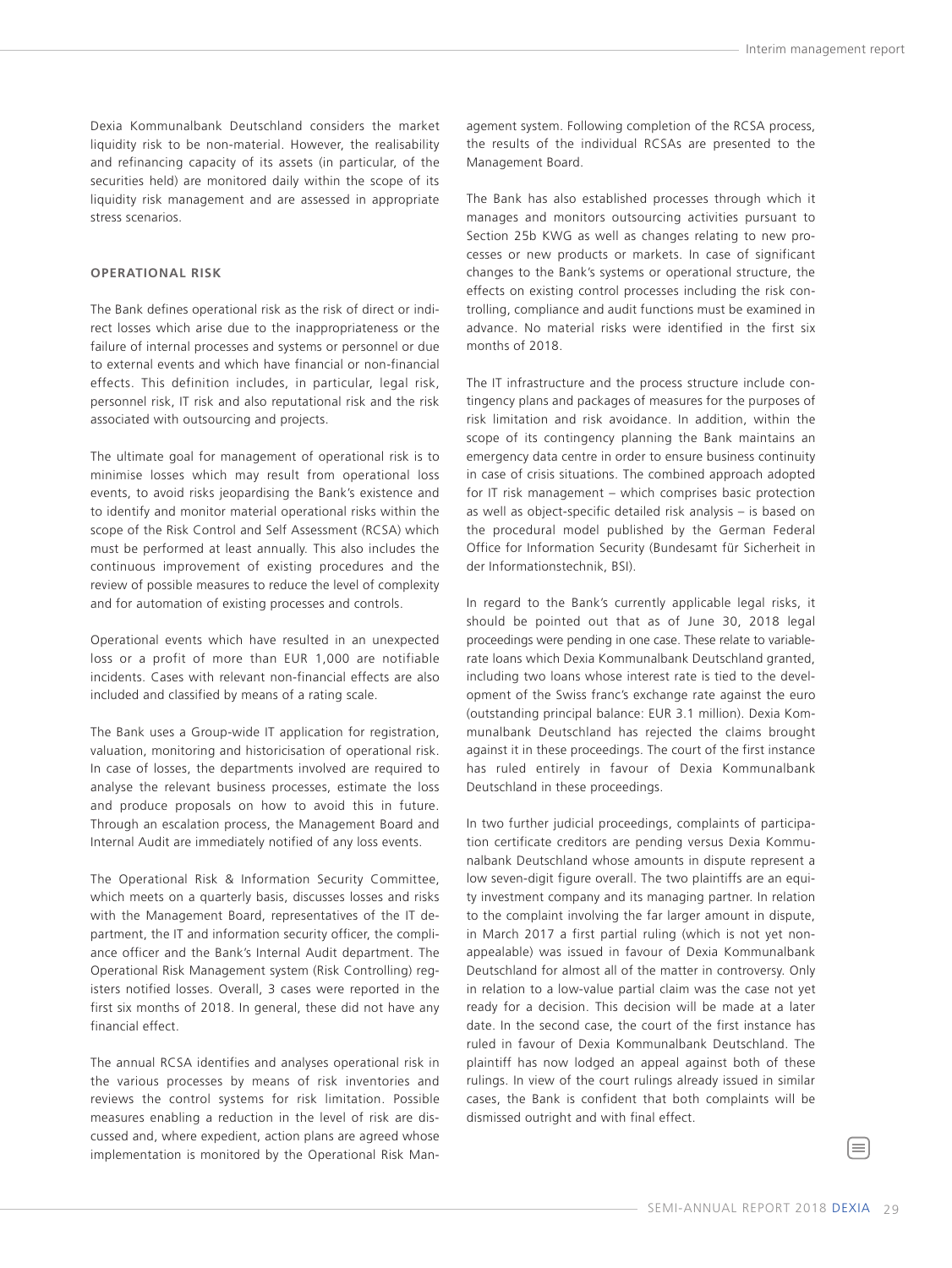Dexia Kommunalbank Deutschland considers the market liquidity risk to be non-material. However, the realisability and refinancing capacity of its assets (in particular, of the securities held) are monitored daily within the scope of its liquidity risk management and are assessed in appropriate stress scenarios.

### OPERATIONAL RISK

The Bank defines operational risk as the risk of direct or indirect losses which arise due to the inappropriateness or the failure of internal processes and systems or personnel or due to external events and which have financial or non-financial effects. This definition includes, in particular, legal risk, personnel risk, IT risk and also reputational risk and the risk associated with outsourcing and projects.

The ultimate goal for management of operational risk is to minimise losses which may result from operational loss events, to avoid risks jeopardising the Bank's existence and to identify and monitor material operational risks within the scope of the Risk Control and Self Assessment (RCSA) which must be performed at least annually. This also includes the continuous improvement of existing procedures and the review of possible measures to reduce the level of complexity and for automation of existing processes and controls.

Operational events which have resulted in an unexpected loss or a profit of more than EUR 1,000 are notifiable incidents. Cases with relevant non-financial effects are also included and classified by means of a rating scale.

The Bank uses a Group-wide IT application for registration, valuation, monitoring and historicisation of operational risk. In case of losses, the departments involved are required to analyse the relevant business processes, estimate the loss and produce proposals on how to avoid this in future. Through an escalation process, the Management Board and Internal Audit are immediately notified of any loss events.

The Operational Risk & Information Security Committee, which meets on a quarterly basis, discusses losses and risks with the Management Board, representatives of the IT department, the IT and information security officer, the compliance officer and the Bank's Internal Audit department. The Operational Risk Management system (Risk Controlling) registers notified losses. Overall, 3 cases were reported in the first six months of 2018. In general, these did not have any financial effect.

The annual RCSA identifies and analyses operational risk in the various processes by means of risk inventories and reviews the control systems for risk limitation. Possible measures enabling a reduction in the level of risk are discussed and, where expedient, action plans are agreed whose implementation is monitored by the Operational Risk Management system. Following completion of the RCSA process, the results of the individual RCSAs are presented to the Management Board.

The Bank has also established processes through which it manages and monitors outsourcing activities pursuant to Section 25b KWG as well as changes relating to new processes or new products or markets. In case of significant changes to the Bank's systems or operational structure, the effects on existing control processes including the risk controlling, compliance and audit functions must be examined in advance. No material risks were identified in the first six months of 2018.

The IT infrastructure and the process structure include contingency plans and packages of measures for the purposes of risk limitation and risk avoidance. In addition, within the scope of its contingency planning the Bank maintains an emergency data centre in order to ensure business continuity in case of crisis situations. The combined approach adopted for IT risk management – which comprises basic protection as well as object-specific detailed risk analysis – is based on the procedural model published by the German Federal Office for Information Security (Bundesamt für Sicherheit in der Informationstechnik, BSI).

In regard to the Bank's currently applicable legal risks, it should be pointed out that as of June 30, 2018 legal proceedings were pending in one case. These relate to variable-rate loans which Dexia Kommunalbank Deutschland granted, including two loans whose interest rate is tied to the development of the Swiss franc's exchange rate against the euro (outstanding principal balance: EUR 3.1 million). Dexia Kommunalbank Deutschland has rejected the claims brought against it in these proceedings. The court of the first instance has ruled entirely in favour of Dexia Kommunalbank Deutschland in these proceedings.

In two further judicial proceedings, complaints of participation certificate creditors are pending versus Dexia Kommunalbank Deutschland whose amounts in dispute represent a low seven-digit figure overall. The two plaintiffs are an equity investment company and its managing partner. In relation to the complaint involving the far larger amount in dispute, in March 2017 a first partial ruling (which is not yet non-appealable) was issued in favour of Dexia Kommunalbank Deutschland for almost all of the matter in controversy. Only in relation to a low-value partial claim was the case not yet ready for a decision. This decision will be made at a later date. In the second case, the court of the first instance has ruled in favour of Dexia Kommunalbank Deutschland. The plaintiff has now lodged an appeal against both of these rulings. In view of the court rulings already issued in similar cases, the Bank is confident that both complaints will be dismissed outright and with final effect.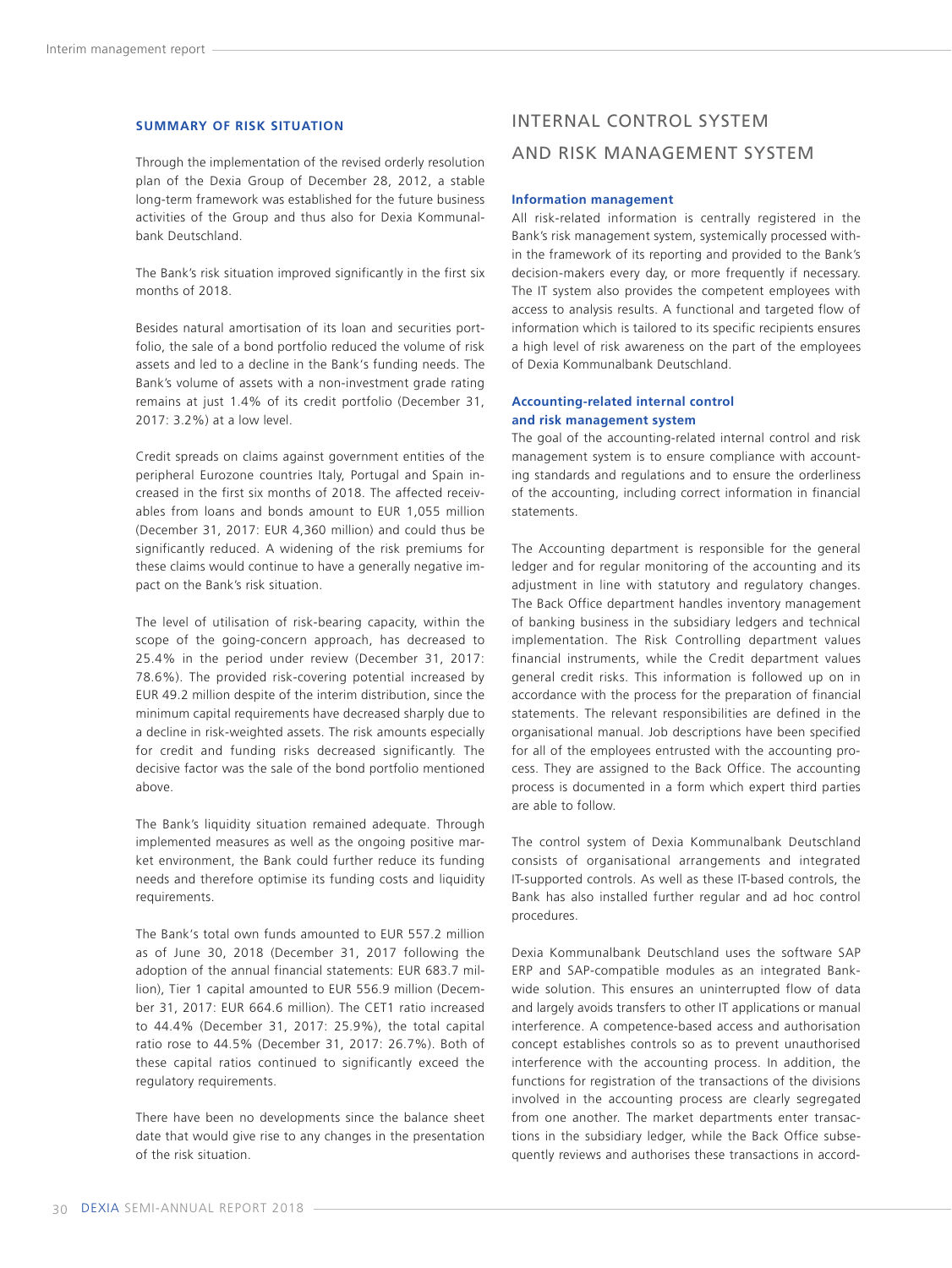### SUMMARY OF RISK SITUATION

Through the implementation of the revised orderly resolution plan of the Dexia Group of December 28, 2012, a stable long-term framework was established for the future business activities of the Group and thus also for Dexia Kommunalbank Deutschland.

The Bank's risk situation improved significantly in the first six months of 2018.

Besides natural amortisation of its loan and securities portfolio, the sale of a bond portfolio reduced the volume of risk assets and led to a decline in the Bank's funding needs. The Bank's volume of assets with a non-investment grade rating remains at just 1.4% of its credit portfolio (December 31, 2017: 3.2%) at a low level.

Credit spreads on claims against government entities of the peripheral Eurozone countries Italy, Portugal and Spain increased in the first six months of 2018. The affected receivables from loans and bonds amount to EUR 1,055 million (December 31, 2017: EUR 4,360 million) and could thus be significantly reduced. A widening of the risk premiums for these claims would continue to have a generally negative impact on the Bank's risk situation.

The level of utilisation of risk-bearing capacity, within the scope of the going-concern approach, has decreased to 25.4% in the period under review (December 31, 2017: 78.6%). The provided risk-covering potential increased by EUR 49.2 million despite of the interim distribution, since the minimum capital requirements have decreased sharply due to a decline in risk-weighted assets. The risk amounts especially for credit and funding risks decreased significantly. The decisive factor was the sale of the bond portfolio mentioned above.

The Bank's liquidity situation remained adequate. Through implemented measures as well as the ongoing positive market environment, the Bank could further reduce its funding needs and therefore optimise its funding costs and liquidity requirements.

The Bank's total own funds amounted to EUR 557.2 million as of June 30, 2018 (December 31, 2017 following the adoption of the annual financial statements: EUR 683.7 million), Tier 1 capital amounted to EUR 556.9 million (December 31, 2017: EUR 664.6 million). The CET1 ratio increased to 44.4% (December 31, 2017: 25.9%), the total capital ratio rose to 44.5% (December 31, 2017: 26.7%). Both of these capital ratios continued to significantly exceed the regulatory requirements.

There have been no developments since the balance sheet date that would give rise to any changes in the presentation of the risk situation.

## INTERNAL CONTROL SYSTEM AND RISK MANAGEMENT SYSTEM

### Information management

All risk-related information is centrally registered in the Bank's risk management system, systemically processed within the framework of its reporting and provided to the Bank's decision-makers every day, or more frequently if necessary. The IT system also provides the competent employees with access to analysis results. A functional and targeted flow of information which is tailored to its specific recipients ensures a high level of risk awareness on the part of the employees of Dexia Kommunalbank Deutschland.

### Accounting-related internal control and risk management system

The goal of the accounting-related internal control and risk management system is to ensure compliance with accounting standards and regulations and to ensure the orderliness of the accounting, including correct information in financial statements.

The Accounting department is responsible for the general ledger and for regular monitoring of the accounting and its adjustment in line with statutory and regulatory changes. The Back Office department handles inventory management of banking business in the subsidiary ledgers and technical implementation. The Risk Controlling department values financial instruments, while the Credit department values general credit risks. This information is followed up on in accordance with the process for the preparation of financial statements. The relevant responsibilities are defined in the organisational manual. Job descriptions have been specified for all of the employees entrusted with the accounting process. They are assigned to the Back Office. The accounting process is documented in a form which expert third parties are able to follow.

The control system of Dexia Kommunalbank Deutschland consists of organisational arrangements and integrated IT-supported controls. As well as these IT-based controls, the Bank has also installed further regular and ad hoc control procedures.

Dexia Kommunalbank Deutschland uses the software SAP ERP and SAP-compatible modules as an integrated Bank-wide solution. This ensures an uninterrupted flow of data and largely avoids transfers to other IT applications or manual interference. A competence-based access and authorisation concept establishes controls so as to prevent unauthorised interference with the accounting process. In addition, the functions for registration of the transactions of the divisions involved in the accounting process are clearly segregated from one another. The market departments enter transactions in the subsidiary ledger, while the Back Office subsequently reviews and authorises these transactions in accord-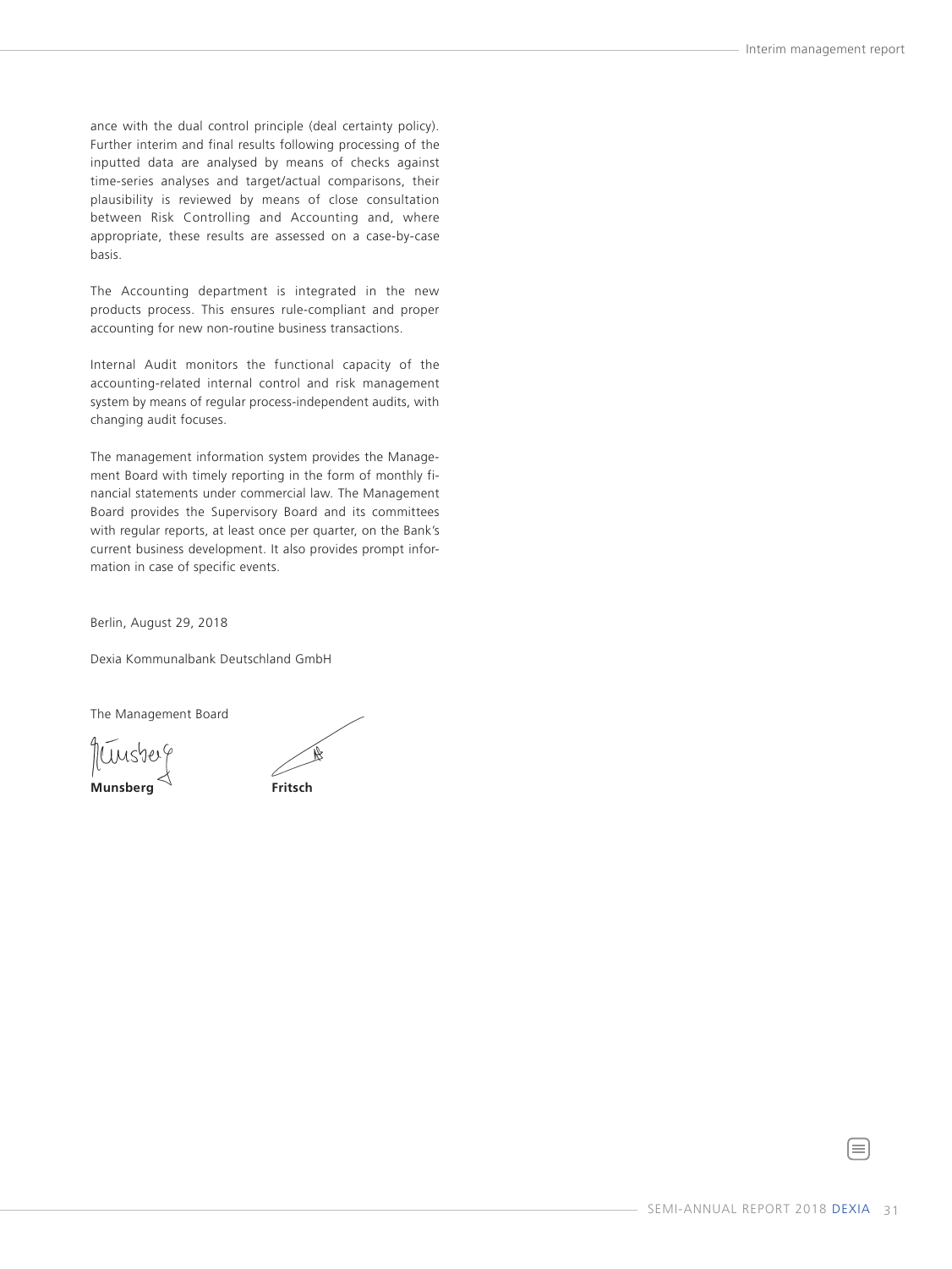ance with the dual control principle (deal certainty policy). Further interim and final results following processing of the inputted data are analysed by means of checks against time-series analyses and target/actual comparisons, their plausibility is reviewed by means of close consultation between Risk Controlling and Accounting and, where appropriate, these results are assessed on a case-by-case basis.

The Accounting department is integrated in the new products process. This ensures rule-compliant and proper accounting for new non-routine business transactions.

Internal Audit monitors the functional capacity of the accounting-related internal control and risk management system by means of regular process-independent audits, with changing audit focuses.

The management information system provides the Management Board with timely reporting in the form of monthly financial statements under commercial law. The Management Board provides the Supervisory Board and its committees with regular reports, at least once per quarter, on the Bank's current business development. It also provides prompt information in case of specific events.

Berlin, August 29, 2018

Dexia Kommunalbank Deutschland GmbH

The Management Board

**Munsberg** **Fritsch**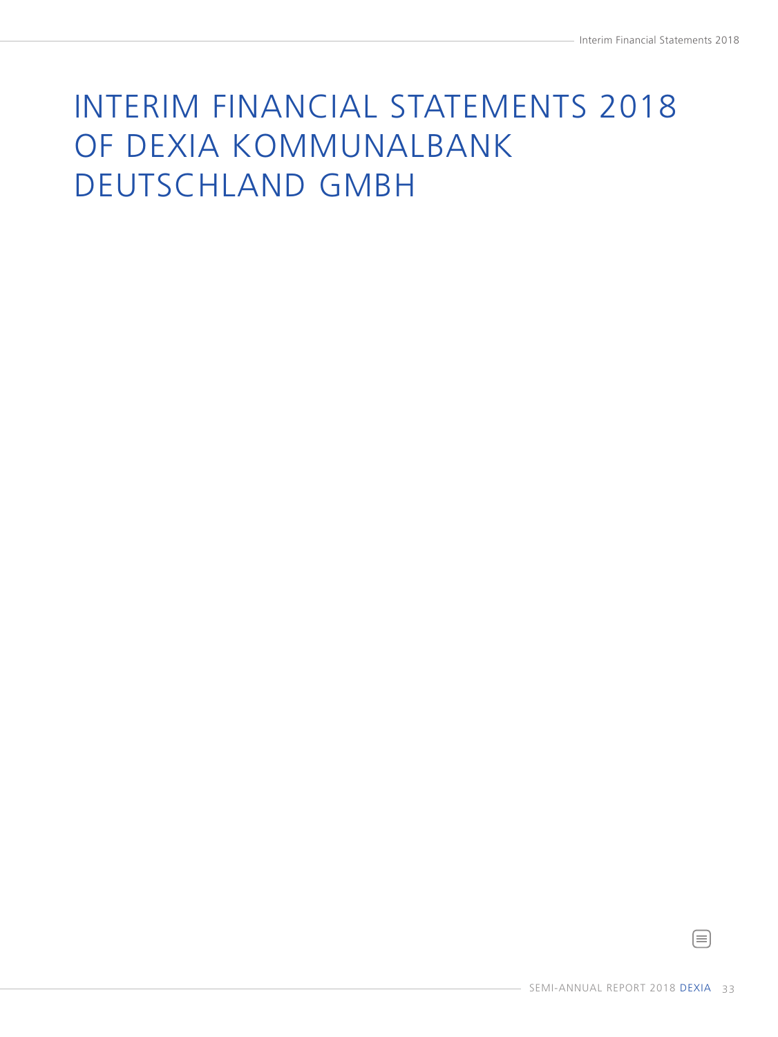# INTERIM FINANCIAL STATEMENTS 2018 OF DEXIA KOMMUNALBANK DEUTSCHLAND GMBH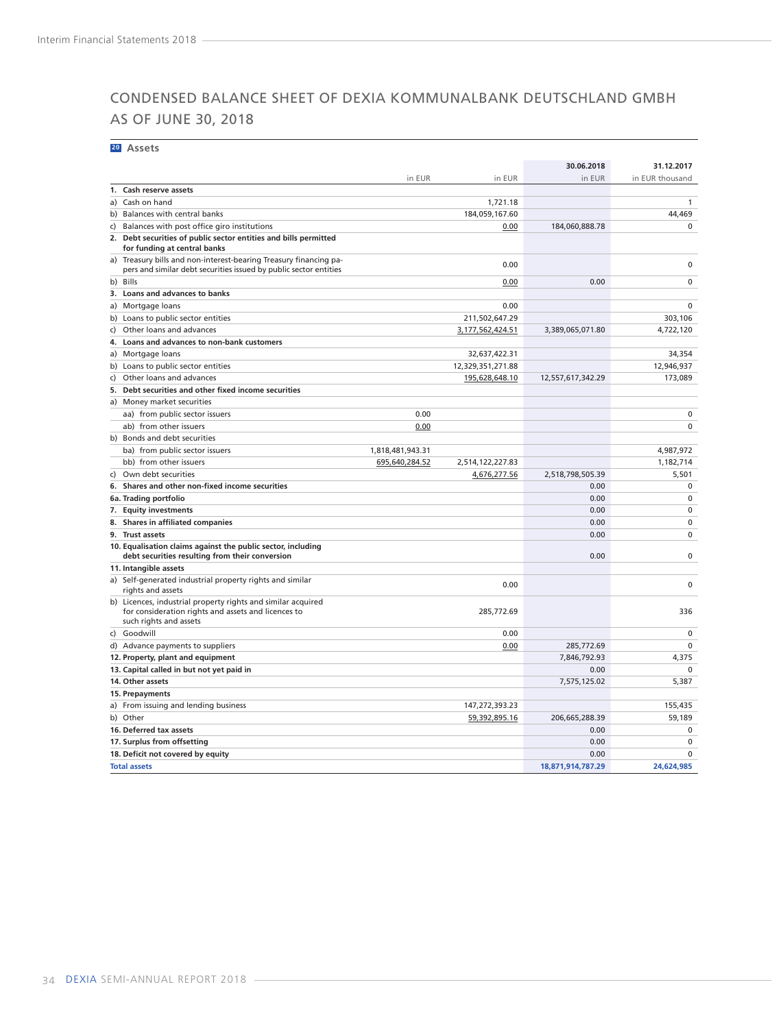# CONDENSED BALANCE SHEET OF DEXIA KOMMUNALBANK DEUTSCHLAND GMBH AS OF JUNE 30, 2018

**20 Assets**

| | | | 30.06.2018 | 31.12.2017 |
|---|---|---|---|---|
| | in EUR | in EUR | in EUR | in EUR thousand |
| **1. Cash reserve assets** | | | | |
| a) Cash on hand | | 1,721.18 | | 1 |
| b) Balances with central banks | | 184,059,167.60 | | 44,469 |
| c) Balances with post office giro institutions | | 0.00 | 184,060,888.78 | 0 |
| **2. Debt securities of public sector entities and bills permitted for funding at central banks** | | | | |
| a) Treasury bills and non-interest-bearing Treasury financing papers and similar debt securities issued by public sector entities | | 0.00 | | 0 |
| b) Bills | | 0.00 | 0.00 | 0 |
| **3. Loans and advances to banks** | | | | |
| a) Mortgage loans | | 0.00 | | 0 |
| b) Loans to public sector entities | | 211,502,647.29 | | 303,106 |
| c) Other loans and advances | | 3,177,562,424.51 | 3,389,065,071.80 | 4,722,120 |
| **4. Loans and advances to non-bank customers** | | | | |
| a) Mortgage loans | | 32,637,422.31 | | 34,354 |
| b) Loans to public sector entities | | 12,329,351,271.88 | | 12,946,937 |
| c) Other loans and advances | | 195,628,648.10 | 12,557,617,342.29 | 173,089 |
| **5. Debt securities and other fixed income securities** | | | | |
| a) Money market securities | | | | |
| aa) from public sector issuers | 0.00 | | | 0 |
| ab) from other issuers | 0.00 | | | 0 |
| b) Bonds and debt securities | | | | |
| ba) from public sector issuers | 1,818,481,943.31 | | | 4,987,972 |
| bb) from other issuers | 695,640,284.52 | 2,514,122,227.83 | | 1,182,714 |
| c) Own debt securities | | 4,676,277.56 | 2,518,798,505.39 | 5,501 |
| **6. Shares and other non-fixed income securities** | | | 0.00 | 0 |
| **6a. Trading portfolio** | | | 0.00 | 0 |
| **7. Equity investments** | | | 0.00 | 0 |
| **8. Shares in affiliated companies** | | | 0.00 | 0 |
| **9. Trust assets** | | | 0.00 | 0 |
| **10. Equalisation claims against the public sector, including debt securities resulting from their conversion** | | | 0.00 | 0 |
| **11. Intangible assets** | | | | |
| a) Self-generated industrial property rights and similar rights and assets | | 0.00 | | 0 |
| b) Licences, industrial property rights and similar acquired for consideration rights and assets and licences to such rights and assets | | 285,772.69 | | 336 |
| c) Goodwill | | 0.00 | | 0 |
| d) Advance payments to suppliers | | 0.00 | 285,772.69 | 0 |
| **12. Property, plant and equipment** | | | 7,846,792.93 | 4,375 |
| **13. Capital called in but not yet paid in** | | | 0.00 | 0 |
| **14. Other assets** | | | 7,575,125.02 | 5,387 |
| **15. Prepayments** | | | | |
| a) From issuing and lending business | | 147,272,393.23 | | 155,435 |
| b) Other | | 59,392,895.16 | 206,665,288.39 | 59,189 |
| **16. Deferred tax assets** | | | 0.00 | 0 |
| **17. Surplus from offsetting** | | | 0.00 | 0 |
| **18. Deficit not covered by equity** | | | 0.00 | 0 |
| **Total assets** | | | **18,871,914,787.29** | **24,624,985** |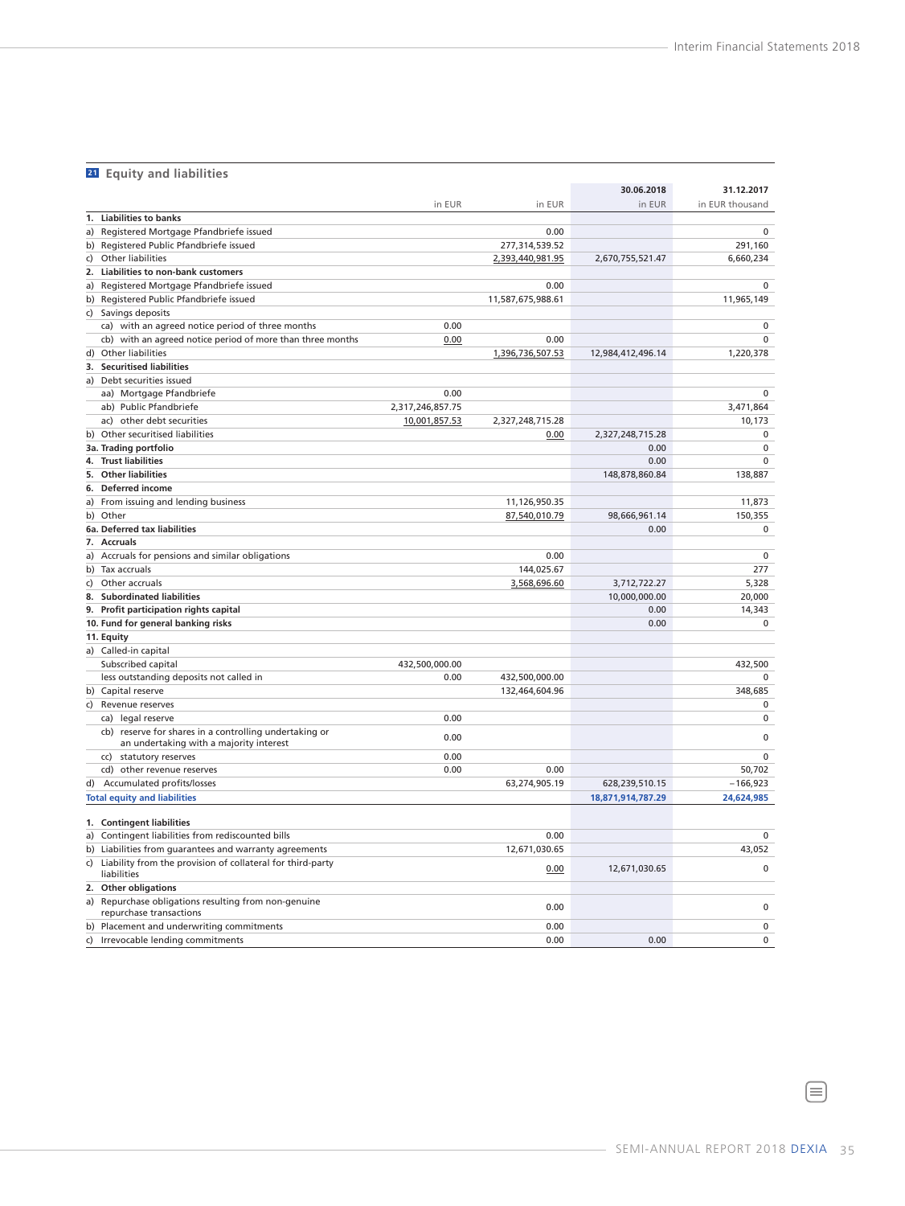## 21 Equity and liabilities

| | in EUR | in EUR | 30.06.2018 in EUR | 31.12.2017 in EUR thousand |
|---|---|---|---|---|
| **1. Liabilities to banks** | | | | |
| a) Registered Mortgage Pfandbriefe issued | | 0.00 | | 0 |
| b) Registered Public Pfandbriefe issued | | 277,314,539.52 | | 291,160 |
| c) Other liabilities | | 2,393,440,981.95 | 2,670,755,521.47 | 6,660,234 |
| **2. Liabilities to non-bank customers** | | | | |
| a) Registered Mortgage Pfandbriefe issued | | 0.00 | | 0 |
| b) Registered Public Pfandbriefe issued | | 11,587,675,988.61 | | 11,965,149 |
| c) Savings deposits | | | | |
| ca) with an agreed notice period of three months | 0.00 | | | 0 |
| cb) with an agreed notice period of more than three months | 0.00 | 0.00 | | 0 |
| d) Other liabilities | | 1,396,736,507.53 | 12,984,412,496.14 | 1,220,378 |
| **3. Securitised liabilities** | | | | |
| a) Debt securities issued | | | | |
| aa) Mortgage Pfandbriefe | 0.00 | | | 0 |
| ab) Public Pfandbriefe | 2,317,246,857.75 | | | 3,471,864 |
| ac) other debt securities | 10,001,857.53 | 2,327,248,715.28 | | 10,173 |
| b) Other securitised liabilities | | 0.00 | 2,327,248,715.28 | 0 |
| **3a. Trading portfolio** | | | 0.00 | 0 |
| **4. Trust liabilities** | | | 0.00 | 0 |
| **5. Other liabilities** | | | 148,878,860.84 | 138,887 |
| **6. Deferred income** | | | | |
| a) From issuing and lending business | | 11,126,950.35 | | 11,873 |
| b) Other | | 87,540,010.79 | 98,666,961.14 | 150,355 |
| **6a. Deferred tax liabilities** | | | 0.00 | 0 |
| **7. Accruals** | | | | |
| a) Accruals for pensions and similar obligations | | 0.00 | | 0 |
| b) Tax accruals | | 144,025.67 | | 277 |
| c) Other accruals | | 3,568,696.60 | 3,712,722.27 | 5,328 |
| **8. Subordinated liabilities** | | | 10,000,000.00 | 20,000 |
| **9. Profit participation rights capital** | | | 0.00 | 14,343 |
| **10. Fund for general banking risks** | | | 0.00 | 0 |
| **11. Equity** | | | | |
| a) Called-in capital | | | | |
| Subscribed capital | 432,500,000.00 | | | 432,500 |
| less outstanding deposits not called in | 0.00 | 432,500,000.00 | | 0 |
| b) Capital reserve | | 132,464,604.96 | | 348,685 |
| c) Revenue reserves | | | | 0 |
| ca) legal reserve | 0.00 | | | 0 |
| cb) reserve for shares in a controlling undertaking or an undertaking with a majority interest | 0.00 | | | 0 |
| cc) statutory reserves | 0.00 | | | 0 |
| cd) other revenue reserves | 0.00 | 0.00 | | 50,702 |
| d) Accumulated profits/losses | | 63,274,905.19 | 628,239,510.15 | −166,923 |
| **Total equity and liabilities** | | | **18,871,914,787.29** | **24,624,985** |
| | | | | |
| **1. Contingent liabilities** | | | | |
| a) Contingent liabilities from rediscounted bills | | 0.00 | | 0 |
| b) Liabilities from guarantees and warranty agreements | | 12,671,030.65 | | 43,052 |
| c) Liability from the provision of collateral for third-party liabilities | | 0.00 | 12,671,030.65 | 0 |
| **2. Other obligations** | | | | |
| a) Repurchase obligations resulting from non-genuine repurchase transactions | | 0.00 | | 0 |
| b) Placement and underwriting commitments | | 0.00 | | 0 |
| c) Irrevocable lending commitments | | 0.00 | 0.00 | 0 |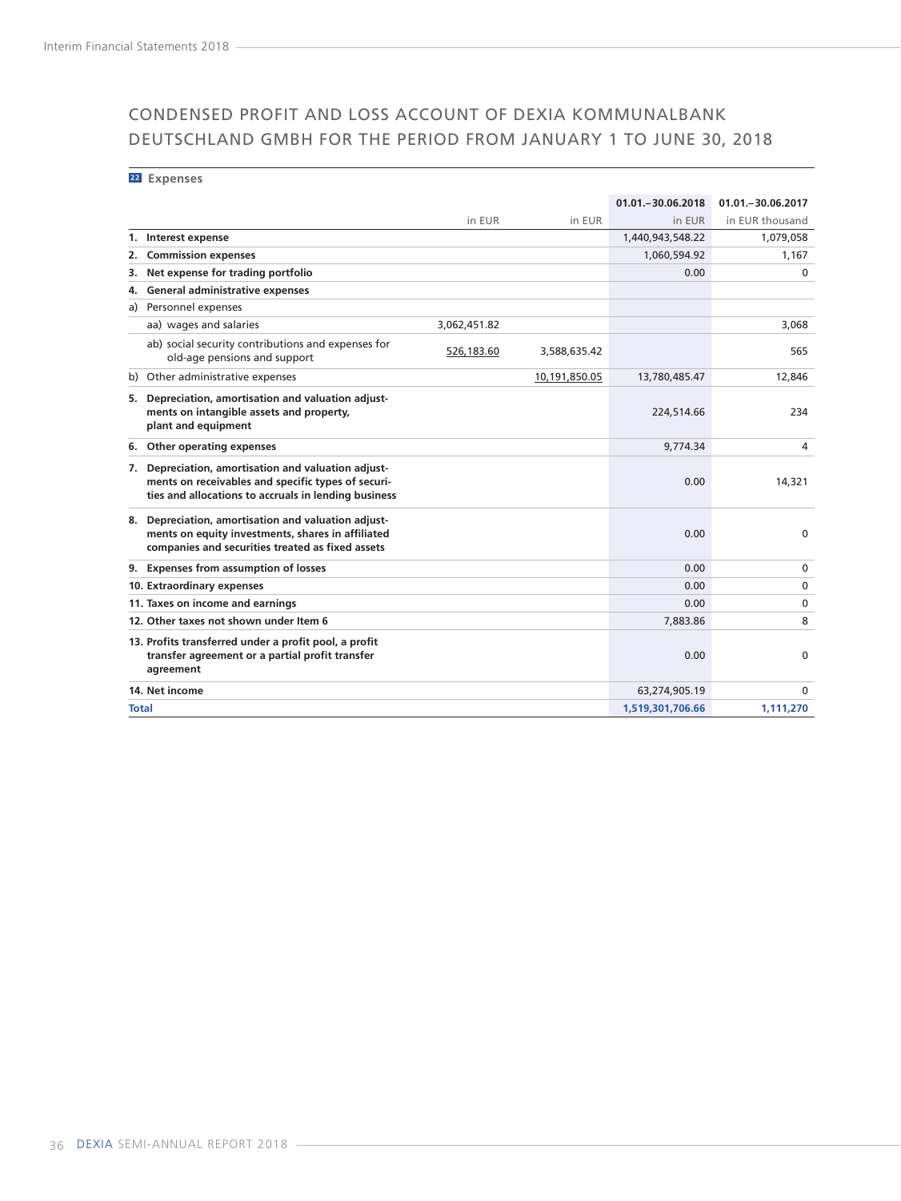# CONDENSED PROFIT AND LOSS ACCOUNT OF DEXIA KOMMUNALBANK DEUTSCHLAND GMBH FOR THE PERIOD FROM JANUARY 1 TO JUNE 30, 2018

**22 Expenses**

| | | | 01.01.–30.06.2018 | 01.01.–30.06.2017 |
|---|---|---|---|---|
| | in EUR | in EUR | in EUR | in EUR thousand |
| **1. Interest expense** | | | 1,440,943,548.22 | 1,079,058 |
| **2. Commission expenses** | | | 1,060,594.92 | 1,167 |
| **3. Net expense for trading portfolio** | | | 0.00 | 0 |
| **4. General administrative expenses** | | | | |
| a) Personnel expenses | | | | |
| aa) wages and salaries | 3,062,451.82 | | | 3,068 |
| ab) social security contributions and expenses for old-age pensions and support | 526,183.60 | 3,588,635.42 | | 565 |
| b) Other administrative expenses | | 10,191,850.05 | 13,780,485.47 | 12,846 |
| **5. Depreciation, amortisation and valuation adjustments on intangible assets and property, plant and equipment** | | | 224,514.66 | 234 |
| **6. Other operating expenses** | | | 9,774.34 | 4 |
| **7. Depreciation, amortisation and valuation adjustments on receivables and specific types of securities and allocations to accruals in lending business** | | | 0.00 | 14,321 |
| **8. Depreciation, amortisation and valuation adjustments on equity investments, shares in affiliated companies and securities treated as fixed assets** | | | 0.00 | 0 |
| **9. Expenses from assumption of losses** | | | 0.00 | 0 |
| **10. Extraordinary expenses** | | | 0.00 | 0 |
| **11. Taxes on income and earnings** | | | 0.00 | 0 |
| **12. Other taxes not shown under Item 6** | | | 7,883.86 | 8 |
| **13. Profits transferred under a profit pool, a profit transfer agreement or a partial profit transfer agreement** | | | 0.00 | 0 |
| **14. Net income** | | | 63,274,905.19 | 0 |
| **Total** | | | **1,519,301,706.66** | **1,111,270** |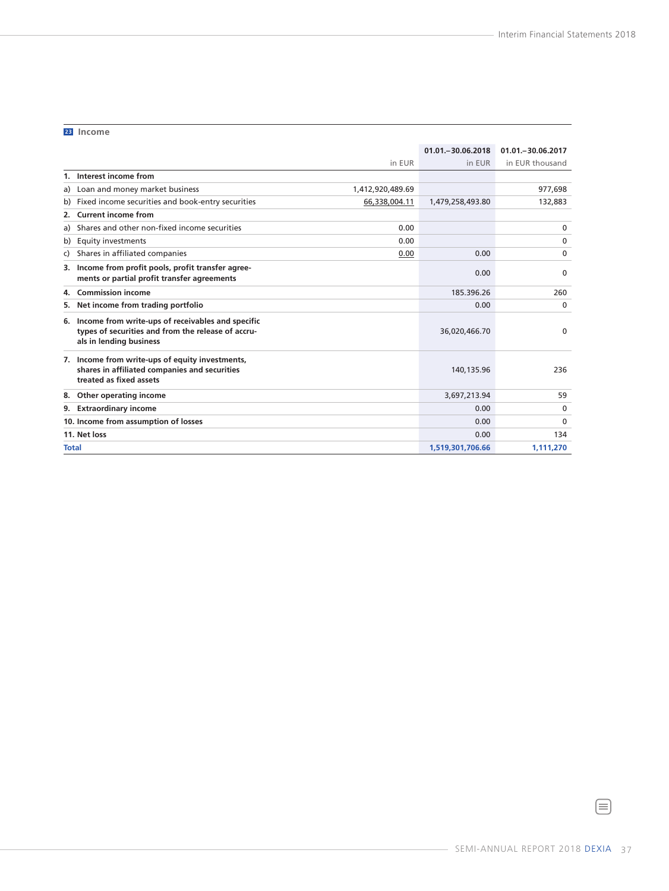## 23 Income

| | in EUR | 01.01.–30.06.2018<br>in EUR | 01.01.–30.06.2017<br>in EUR thousand |
|---|---|---|---|
| **1. Interest income from** | | | |
| a) Loan and money market business | 1,412,920,489.69 | | 977,698 |
| b) Fixed income securities and book-entry securities | 66,338,004.11 | 1,479,258,493.80 | 132,883 |
| **2. Current income from** | | | |
| a) Shares and other non-fixed income securities | 0.00 | | 0 |
| b) Equity investments | 0.00 | | 0 |
| c) Shares in affiliated companies | 0.00 | 0.00 | 0 |
| **3. Income from profit pools, profit transfer agreements or partial profit transfer agreements** | | 0.00 | 0 |
| **4. Commission income** | | 185.396.26 | 260 |
| **5. Net income from trading portfolio** | | 0.00 | 0 |
| **6. Income from write-ups of receivables and specific types of securities and from the release of accruals in lending business** | | 36,020,466.70 | 0 |
| **7. Income from write-ups of equity investments, shares in affiliated companies and securities treated as fixed assets** | | 140,135.96 | 236 |
| **8. Other operating income** | | 3,697,213.94 | 59 |
| **9. Extraordinary income** | | 0.00 | 0 |
| **10. Income from assumption of losses** | | 0.00 | 0 |
| **11. Net loss** | | 0.00 | 134 |
| **Total** | | **1,519,301,706.66** | **1,111,270** |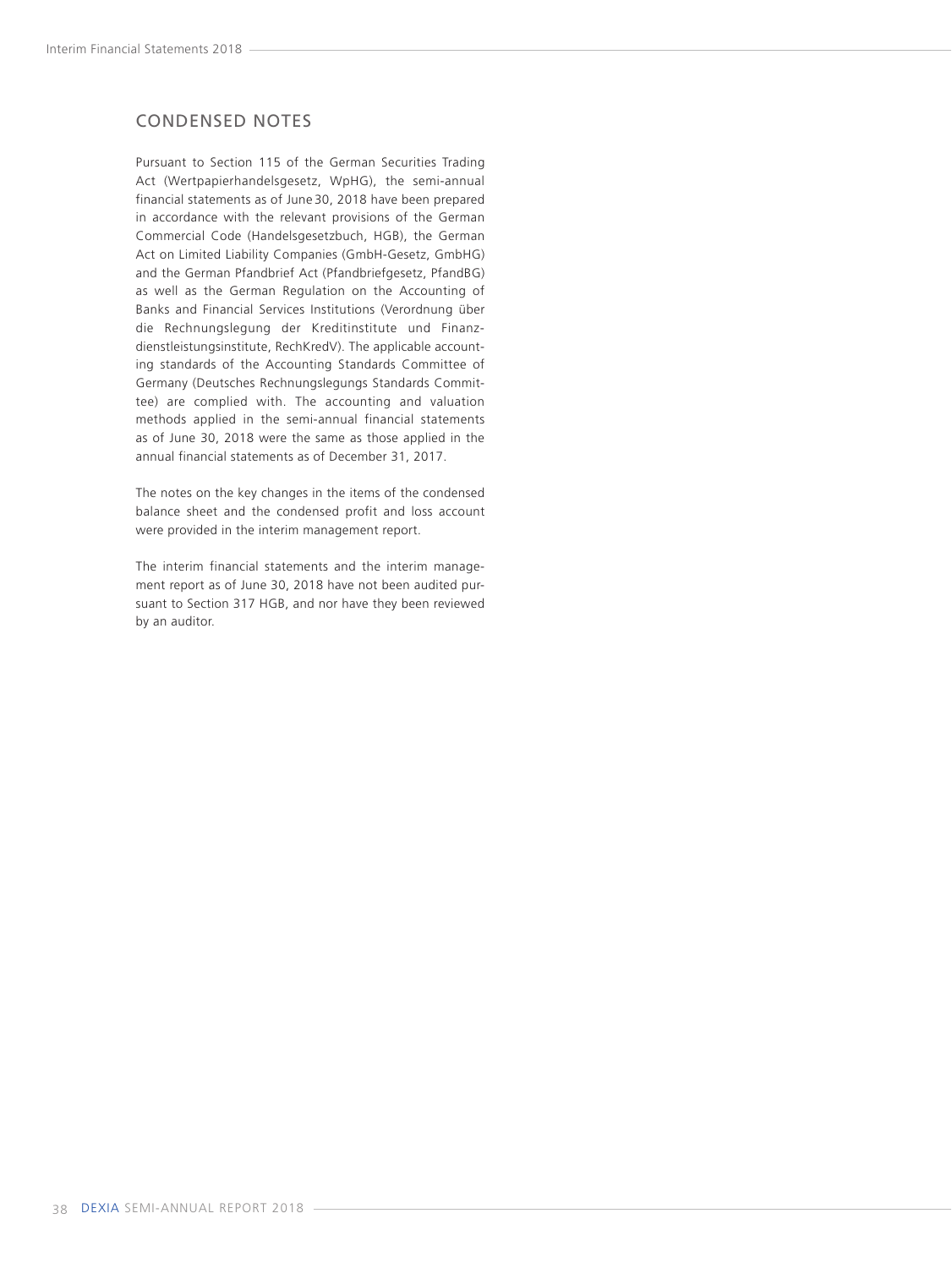# CONDENSED NOTES

Pursuant to Section 115 of the German Securities Trading Act (Wertpapierhandelsgesetz, WpHG), the semi-annual financial statements as of June 30, 2018 have been prepared in accordance with the relevant provisions of the German Commercial Code (Handelsgesetzbuch, HGB), the German Act on Limited Liability Companies (GmbH-Gesetz, GmbHG) and the German Pfandbrief Act (Pfandbriefgesetz, PfandBG) as well as the German Regulation on the Accounting of Banks and Financial Services Institutions (Verordnung über die Rechnungslegung der Kreditinstitute und Finanzdienstleistungsinstitute, RechKredV). The applicable accounting standards of the Accounting Standards Committee of Germany (Deutsches Rechnungslegungs Standards Committee) are complied with. The accounting and valuation methods applied in the semi-annual financial statements as of June 30, 2018 were the same as those applied in the annual financial statements as of December 31, 2017.

The notes on the key changes in the items of the condensed balance sheet and the condensed profit and loss account were provided in the interim management report.

The interim financial statements and the interim management report as of June 30, 2018 have not been audited pursuant to Section 317 HGB, and nor have they been reviewed by an auditor.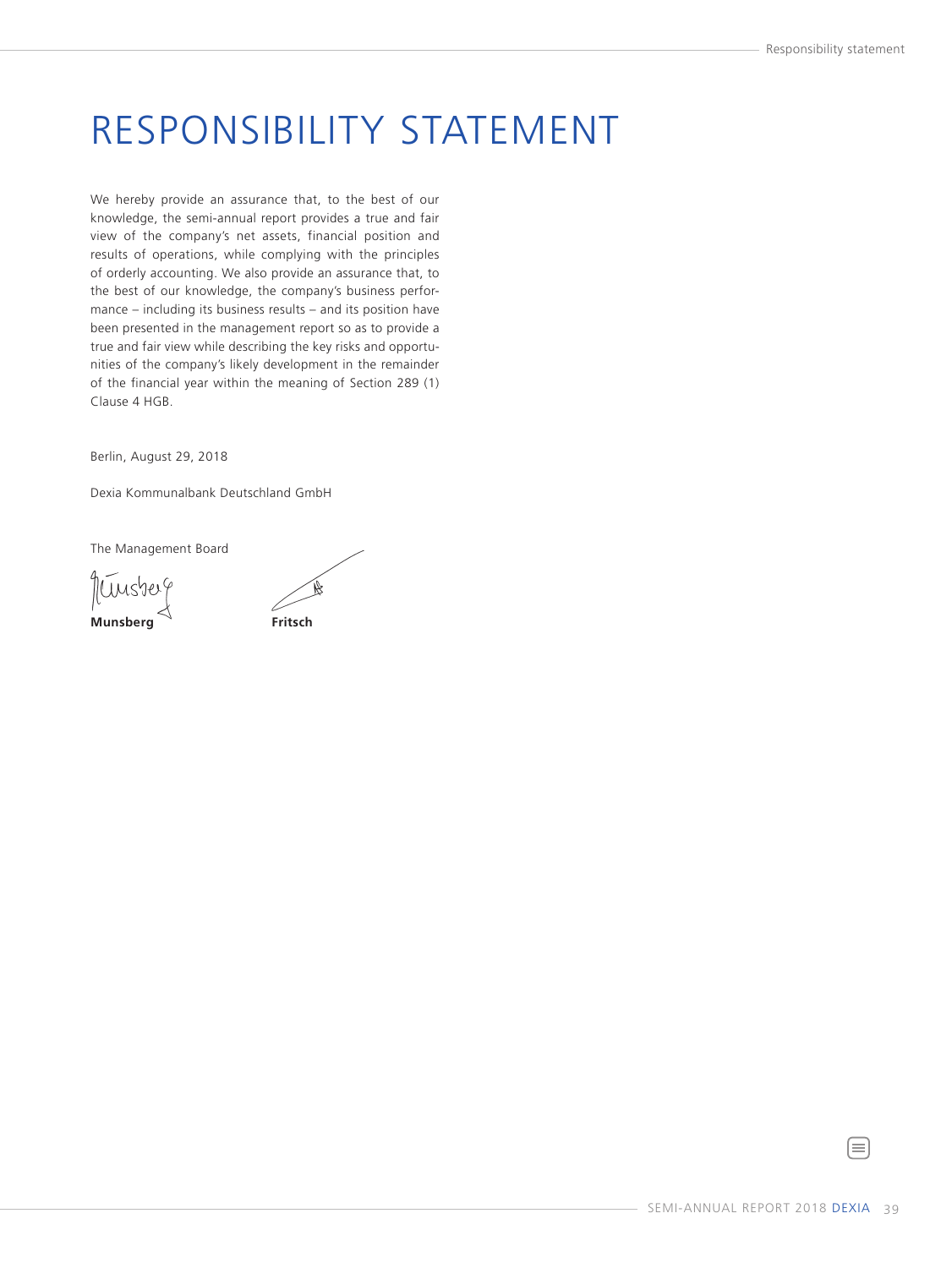# RESPONSIBILITY STATEMENT

We hereby provide an assurance that, to the best of our knowledge, the semi-annual report provides a true and fair view of the company's net assets, financial position and results of operations, while complying with the principles of orderly accounting. We also provide an assurance that, to the best of our knowledge, the company's business performance – including its business results – and its position have been presented in the management report so as to provide a true and fair view while describing the key risks and opportunities of the company's likely development in the remainder of the financial year within the meaning of Section 289 (1) Clause 4 HGB.

Berlin, August 29, 2018

Dexia Kommunalbank Deutschland GmbH

The Management Board

**Munsberg** **Fritsch**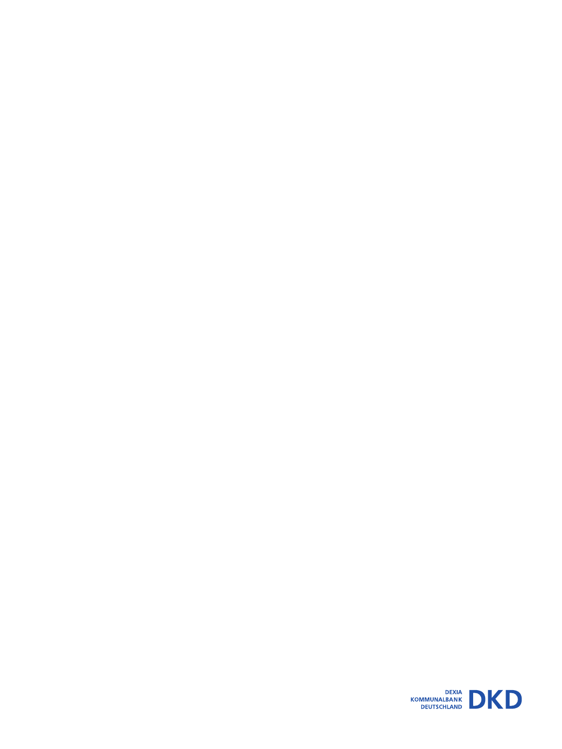DEXIA
KOMMUNALBANK
DEUTSCHLAND DKD